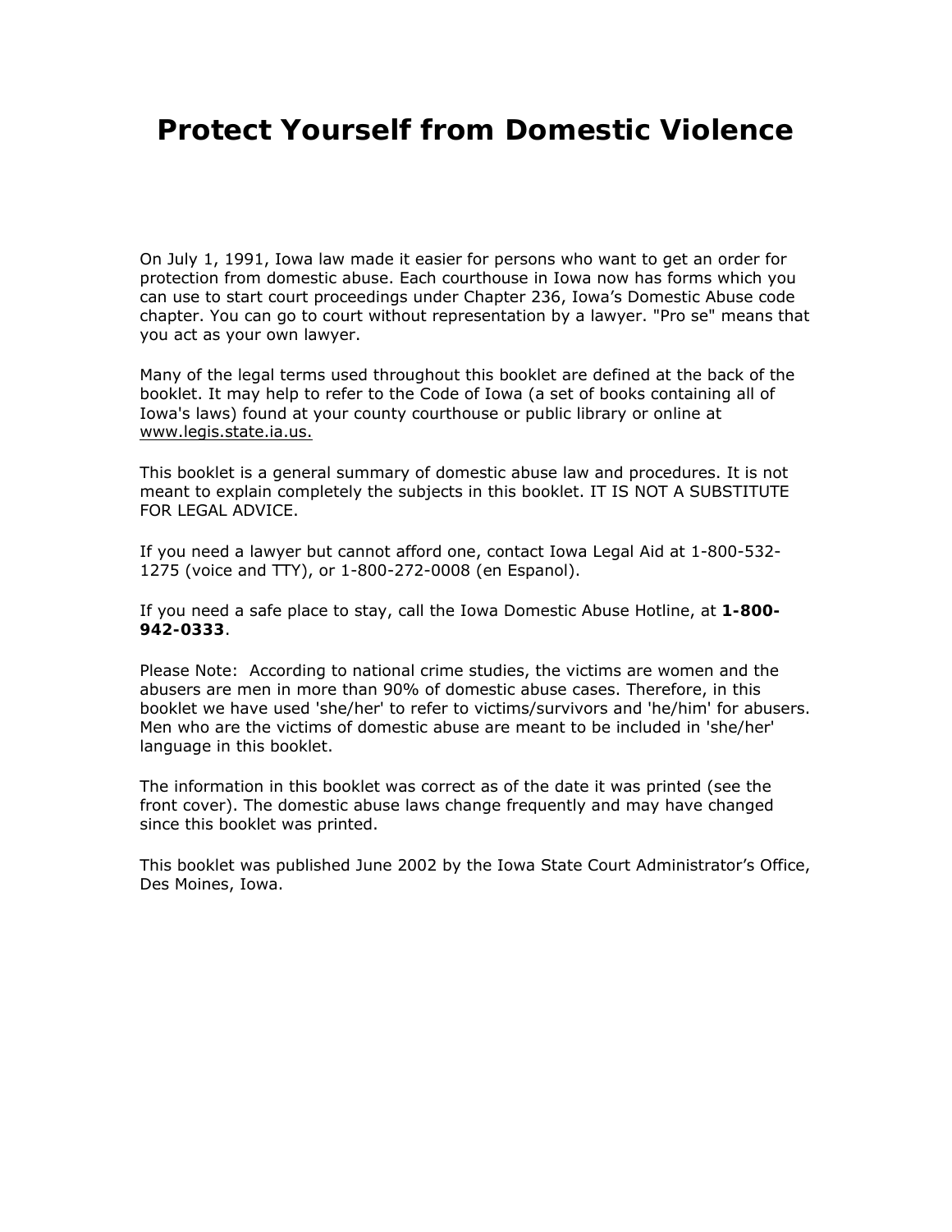# Protect Yourself from Domestic Violence

On July 1, 1991, Iowa law made it easier for persons who want to get an order for protection from domestic abuse. Each courthouse in Iowa now has forms which you can use to start court proceedings under Chapter 236, Iowa's Domestic Abuse code chapter. You can go to court without representation by a lawyer. "Pro se" means that you act as your own lawyer.

Many of the legal terms used throughout this booklet are defined at the back of the booklet. It may help to refer to the Code of Iowa (a set of books containing all of Iowa's laws) found at your county courthouse or public library or online at www.legis.state.ia.us.

This booklet is a general summary of domestic abuse law and procedures. It is not meant to explain completely the subjects in this booklet. IT IS NOT A SUBSTITUTE FOR LEGAL ADVICE.

If you need a lawyer but cannot afford one, contact Iowa Legal Aid at 1-800-532-1275 (voice and TTY), or 1-800-272-0008 (en Espanol).

If you need a safe place to stay, call the Iowa Domestic Abuse Hotline, at **1-800-942-0333**.

Please Note: According to national crime studies, the victims are women and the abusers are men in more than 90% of domestic abuse cases. Therefore, in this booklet we have used 'she/her' to refer to victims/survivors and 'he/him' for abusers. Men who are the victims of domestic abuse are meant to be included in 'she/her' language in this booklet.

The information in this booklet was correct as of the date it was printed (see the front cover). The domestic abuse laws change frequently and may have changed since this booklet was printed.

This booklet was published June 2002 by the Iowa State Court Administrator's Office, Des Moines, Iowa.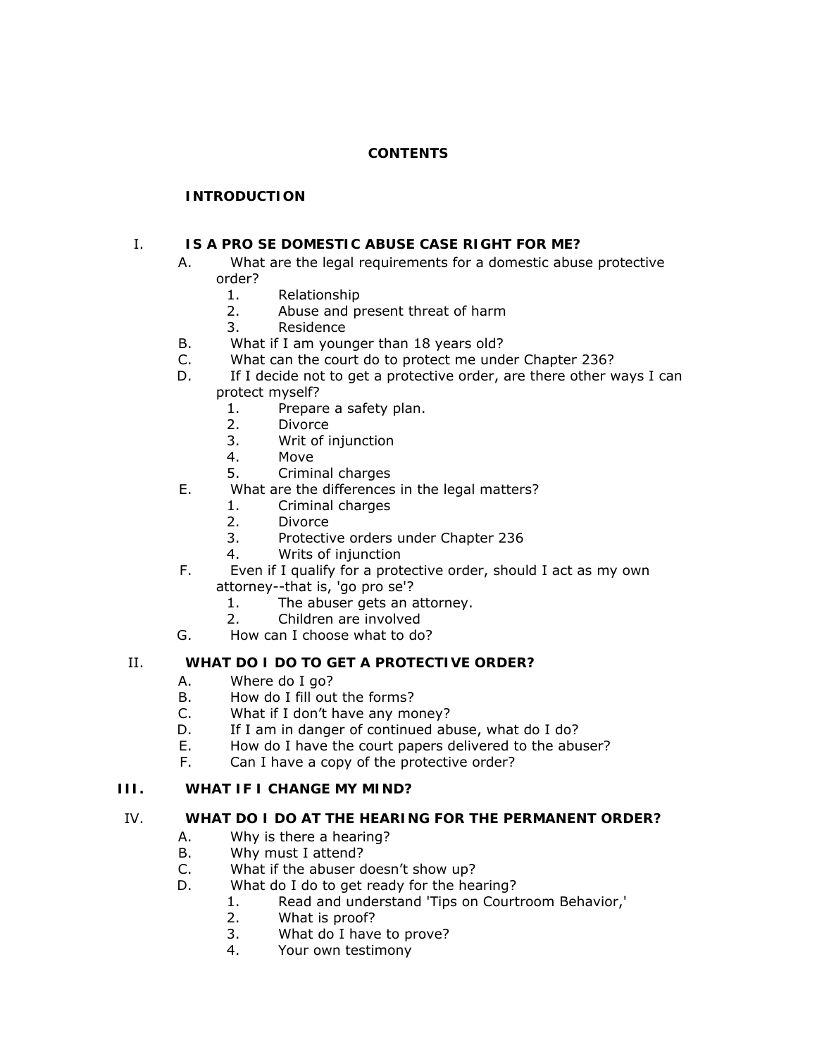# CONTENTS

**INTRODUCTION**

I. **IS A PRO SE DOMESTIC ABUSE CASE RIGHT FOR ME?**

- A. What are the legal requirements for a domestic abuse protective order?
  1. Relationship
  2. Abuse and present threat of harm
  3. Residence
- B. What if I am younger than 18 years old?
- C. What can the court do to protect me under Chapter 236?
- D. If I decide not to get a protective order, are there other ways I can protect myself?
  1. Prepare a safety plan.
  2. Divorce
  3. Writ of injunction
  4. Move
  5. Criminal charges
- E. What are the differences in the legal matters?
  1. Criminal charges
  2. Divorce
  3. Protective orders under Chapter 236
  4. Writs of injunction
- F. Even if I qualify for a protective order, should I act as my own attorney--that is, 'go pro se'?
  1. The abuser gets an attorney.
  2. Children are involved
- G. How can I choose what to do?

II. **WHAT DO I DO TO GET A PROTECTIVE ORDER?**

- A. Where do I go?
- B. How do I fill out the forms?
- C. What if I don't have any money?
- D. If I am in danger of continued abuse, what do I do?
- E. How do I have the court papers delivered to the abuser?
- F. Can I have a copy of the protective order?

III. **WHAT IF I CHANGE MY MIND?**

IV. **WHAT DO I DO AT THE HEARING FOR THE PERMANENT ORDER?**

- A. Why is there a hearing?
- B. Why must I attend?
- C. What if the abuser doesn't show up?
- D. What do I do to get ready for the hearing?
  1. Read and understand 'Tips on Courtroom Behavior,'
  2. What is proof?
  3. What do I have to prove?
  4. Your own testimony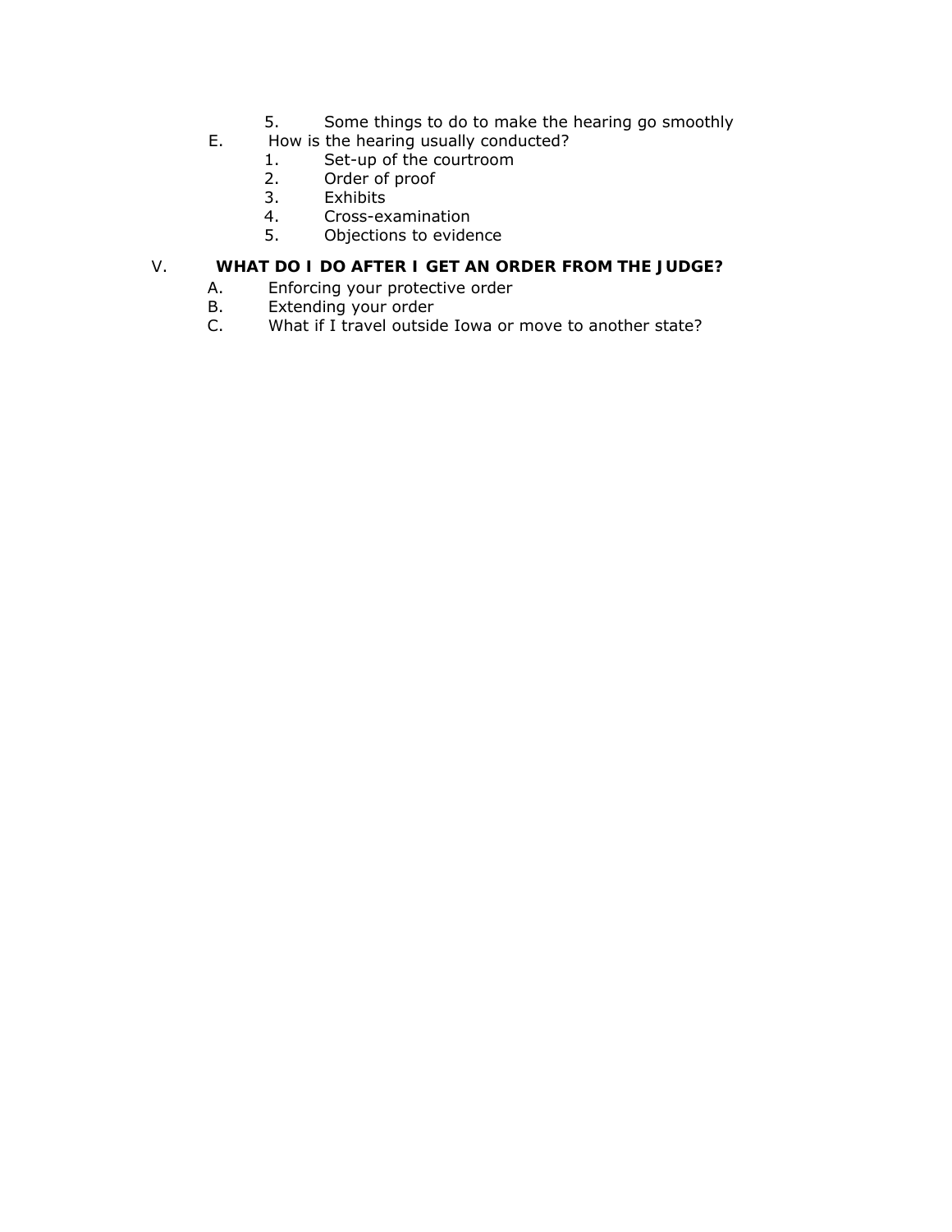5. Some things to do to make the hearing go smoothly

E. How is the hearing usually conducted?
   1. Set-up of the courtroom
   2. Order of proof
   3. Exhibits
   4. Cross-examination
   5. Objections to evidence

V. **WHAT DO I DO AFTER I GET AN ORDER FROM THE JUDGE?**

A. Enforcing your protective order

B. Extending your order

C. What if I travel outside Iowa or move to another state?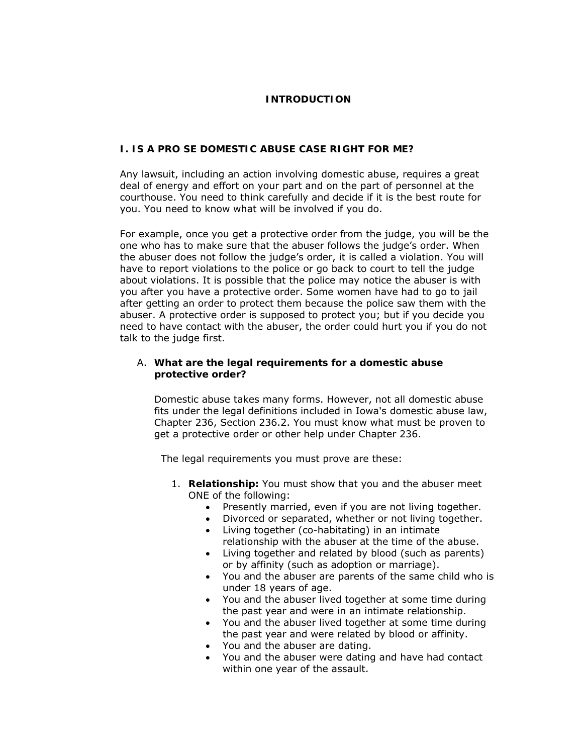# INTRODUCTION

## I. IS A PRO SE DOMESTIC ABUSE CASE RIGHT FOR ME?

Any lawsuit, including an action involving domestic abuse, requires a great deal of energy and effort on your part and on the part of personnel at the courthouse. You need to think carefully and decide if it is the best route for you. You need to know what will be involved if you do.

For example, once you get a protective order from the judge, you will be the one who has to make sure that the abuser follows the judge's order. When the abuser does not follow the judge's order, it is called a violation. You will have to report violations to the police or go back to court to tell the judge about violations. It is possible that the police may notice the abuser is with you after you have a protective order. Some women have had to go to jail after getting an order to protect them because the police saw them with the abuser. A protective order is supposed to protect you; but if you decide you need to have contact with the abuser, the order could hurt you if you do not talk to the judge first.

### A. What are the legal requirements for a domestic abuse protective order?

Domestic abuse takes many forms. However, not all domestic abuse fits under the legal definitions included in Iowa's domestic abuse law, Chapter 236, Section 236.2. You must know what must be proven to get a protective order or other help under Chapter 236.

The legal requirements you must prove are these:

1. **Relationship:** You must show that you and the abuser meet ONE of the following:
   - Presently married, even if you are not living together.
   - Divorced or separated, whether or not living together.
   - Living together (co-habitating) in an intimate relationship with the abuser at the time of the abuse.
   - Living together and related by blood (such as parents) or by affinity (such as adoption or marriage).
   - You and the abuser are parents of the same child who is under 18 years of age.
   - You and the abuser lived together at some time during the past year and were in an intimate relationship.
   - You and the abuser lived together at some time during the past year and were related by blood or affinity.
   - You and the abuser are dating.
   - You and the abuser were dating and have had contact within one year of the assault.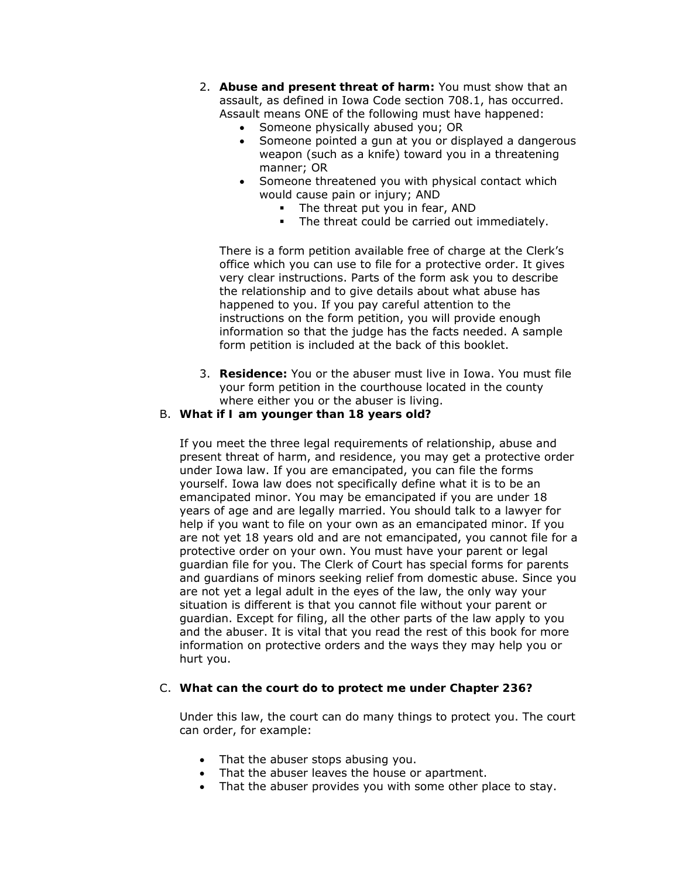2. **Abuse and present threat of harm:** You must show that an assault, as defined in Iowa Code section 708.1, has occurred. Assault means ONE of the following must have happened:
   - Someone physically abused you; OR
   - Someone pointed a gun at you or displayed a dangerous weapon (such as a knife) toward you in a threatening manner; OR
   - Someone threatened you with physical contact which would cause pain or injury; AND
     - The threat put you in fear, AND
     - The threat could be carried out immediately.

   There is a form petition available free of charge at the Clerk's office which you can use to file for a protective order. It gives very clear instructions. Parts of the form ask you to describe the relationship and to give details about what abuse has happened to you. If you pay careful attention to the instructions on the form petition, you will provide enough information so that the judge has the facts needed. A sample form petition is included at the back of this booklet.

3. **Residence:** You or the abuser must live in Iowa. You must file your form petition in the courthouse located in the county where either you or the abuser is living.

B. **What if I am younger than 18 years old?**

If you meet the three legal requirements of relationship, abuse and present threat of harm, and residence, you may get a protective order under Iowa law. If you are emancipated, you can file the forms yourself. Iowa law does not specifically define what it is to be an emancipated minor. You may be emancipated if you are under 18 years of age and are legally married. You should talk to a lawyer for help if you want to file on your own as an emancipated minor. If you are not yet 18 years old and are not emancipated, you cannot file for a protective order on your own. You must have your parent or legal guardian file for you. The Clerk of Court has special forms for parents and guardians of minors seeking relief from domestic abuse. Since you are not yet a legal adult in the eyes of the law, the only way your situation is different is that you cannot file without your parent or guardian. Except for filing, all the other parts of the law apply to you and the abuser. It is vital that you read the rest of this book for more information on protective orders and the ways they may help you or hurt you.

C. **What can the court do to protect me under Chapter 236?**

Under this law, the court can do many things to protect you. The court can order, for example:

- That the abuser stops abusing you.
- That the abuser leaves the house or apartment.
- That the abuser provides you with some other place to stay.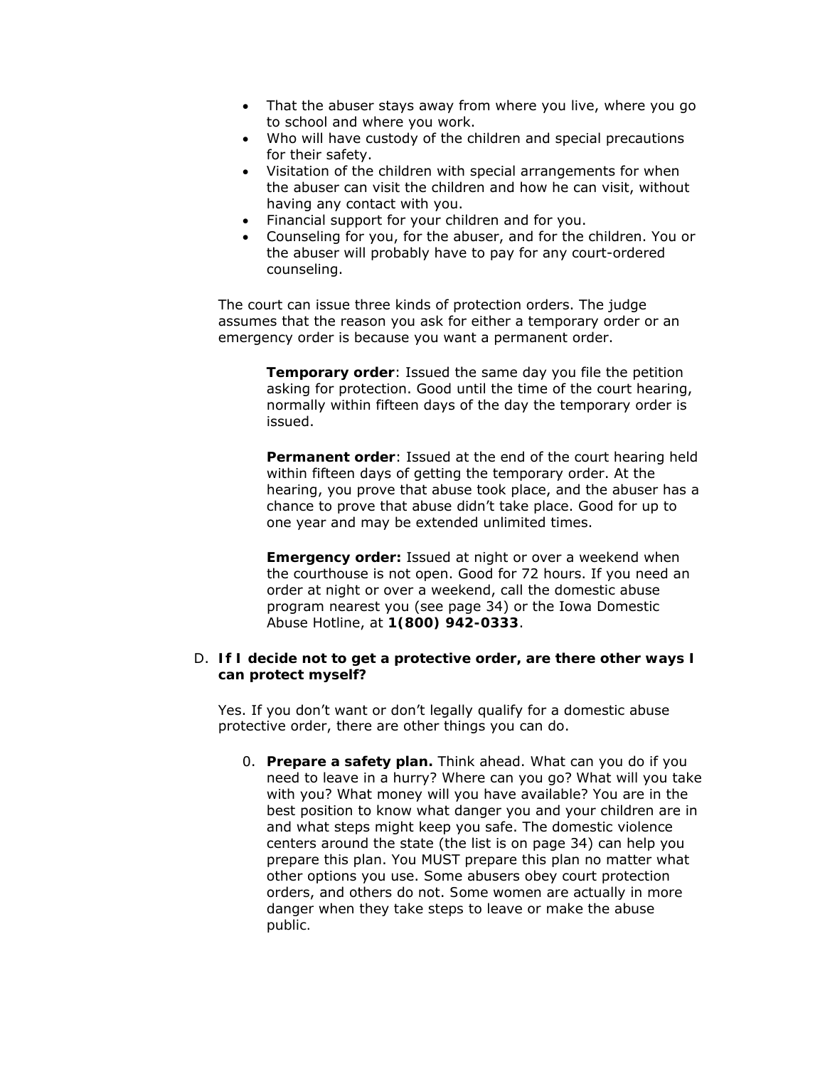- That the abuser stays away from where you live, where you go to school and where you work.
- Who will have custody of the children and special precautions for their safety.
- Visitation of the children with special arrangements for when the abuser can visit the children and how he can visit, without having any contact with you.
- Financial support for your children and for you.
- Counseling for you, for the abuser, and for the children. You or the abuser will probably have to pay for any court-ordered counseling.

The court can issue three kinds of protection orders. The judge assumes that the reason you ask for either a temporary order or an emergency order is because you want a permanent order.

> **Temporary order**: Issued the same day you file the petition asking for protection. Good until the time of the court hearing, normally within fifteen days of the day the temporary order is issued.
>
> **Permanent order**: Issued at the end of the court hearing held within fifteen days of getting the temporary order. At the hearing, you prove that abuse took place, and the abuser has a chance to prove that abuse didn't take place. Good for up to one year and may be extended unlimited times.
>
> **Emergency order:** Issued at night or over a weekend when the courthouse is not open. Good for 72 hours. If you need an order at night or over a weekend, call the domestic abuse program nearest you (see page 34) or the Iowa Domestic Abuse Hotline, at **1(800) 942-0333**.

D. **If I decide not to get a protective order, are there other ways I can protect myself?**

Yes. If you don't want or don't legally qualify for a domestic abuse protective order, there are other things you can do.

0. **Prepare a safety plan.** Think ahead. What can you do if you need to leave in a hurry? Where can you go? What will you take with you? What money will you have available? You are in the best position to know what danger you and your children are in and what steps might keep you safe. The domestic violence centers around the state (the list is on page 34) can help you prepare this plan. You MUST prepare this plan no matter what other options you use. Some abusers obey court protection orders, and others do not. Some women are actually in more danger when they take steps to leave or make the abuse public.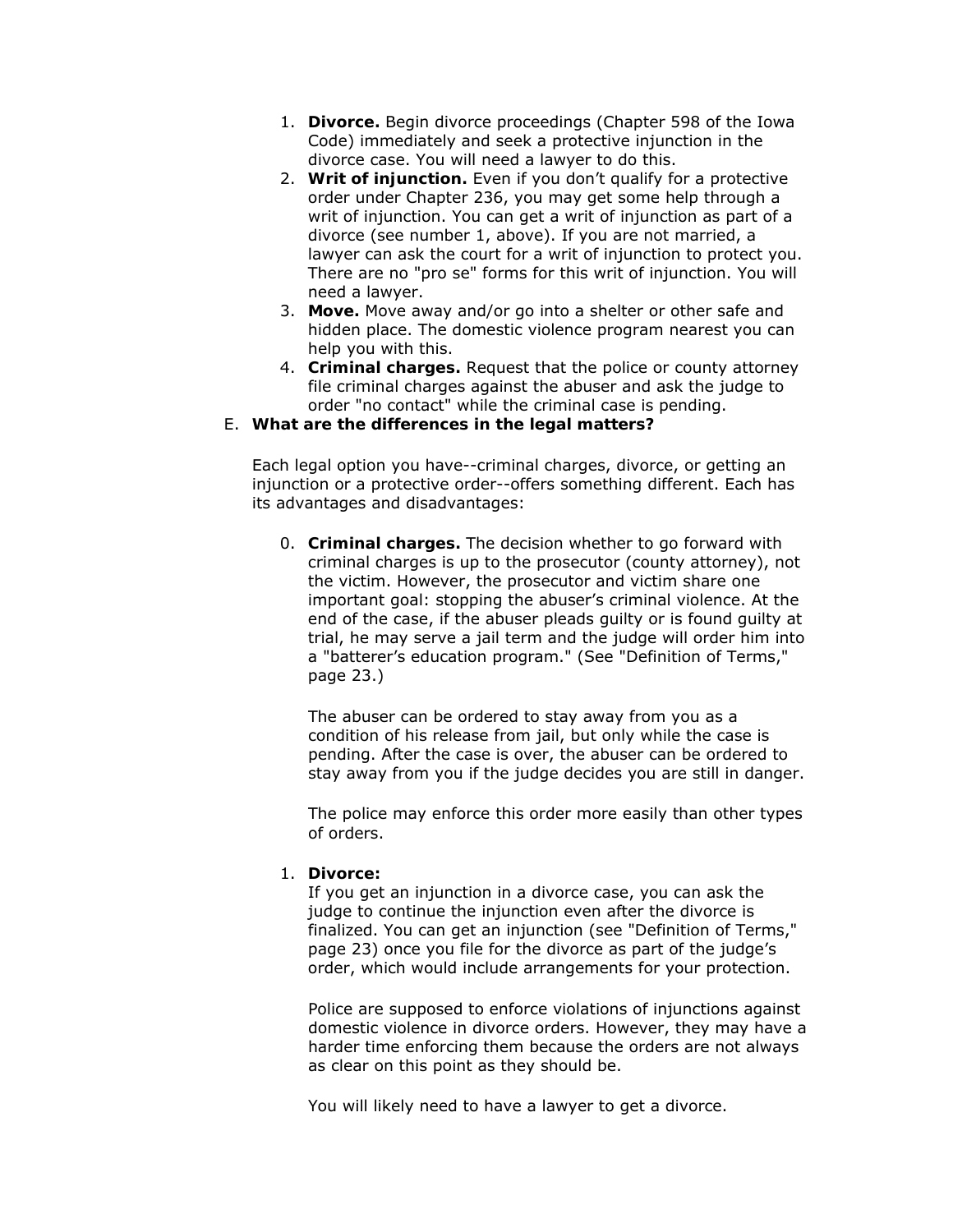1. **Divorce.** Begin divorce proceedings (Chapter 598 of the Iowa Code) immediately and seek a protective injunction in the divorce case. You will need a lawyer to do this.
2. **Writ of injunction.** Even if you don't qualify for a protective order under Chapter 236, you may get some help through a writ of injunction. You can get a writ of injunction as part of a divorce (see number 1, above). If you are not married, a lawyer can ask the court for a writ of injunction to protect you. There are no "pro se" forms for this writ of injunction. You will need a lawyer.
3. **Move.** Move away and/or go into a shelter or other safe and hidden place. The domestic violence program nearest you can help you with this.
4. **Criminal charges.** Request that the police or county attorney file criminal charges against the abuser and ask the judge to order "no contact" while the criminal case is pending.

E. **What are the differences in the legal matters?**

Each legal option you have--criminal charges, divorce, or getting an injunction or a protective order--offers something different. Each has its advantages and disadvantages:

0. **Criminal charges.** The decision whether to go forward with criminal charges is up to the prosecutor (county attorney), not the victim. However, the prosecutor and victim share one important goal: stopping the abuser's criminal violence. At the end of the case, if the abuser pleads guilty or is found guilty at trial, he may serve a jail term and the judge will order him into a "batterer's education program." (See "Definition of Terms," page 23.)

   The abuser can be ordered to stay away from you as a condition of his release from jail, but only while the case is pending. After the case is over, the abuser can be ordered to stay away from you if the judge decides you are still in danger.

   The police may enforce this order more easily than other types of orders.

1. **Divorce:**
   If you get an injunction in a divorce case, you can ask the judge to continue the injunction even after the divorce is finalized. You can get an injunction (see "Definition of Terms," page 23) once you file for the divorce as part of the judge's order, which would include arrangements for your protection.

   Police are supposed to enforce violations of injunctions against domestic violence in divorce orders. However, they may have a harder time enforcing them because the orders are not always as clear on this point as they should be.

   You will likely need to have a lawyer to get a divorce.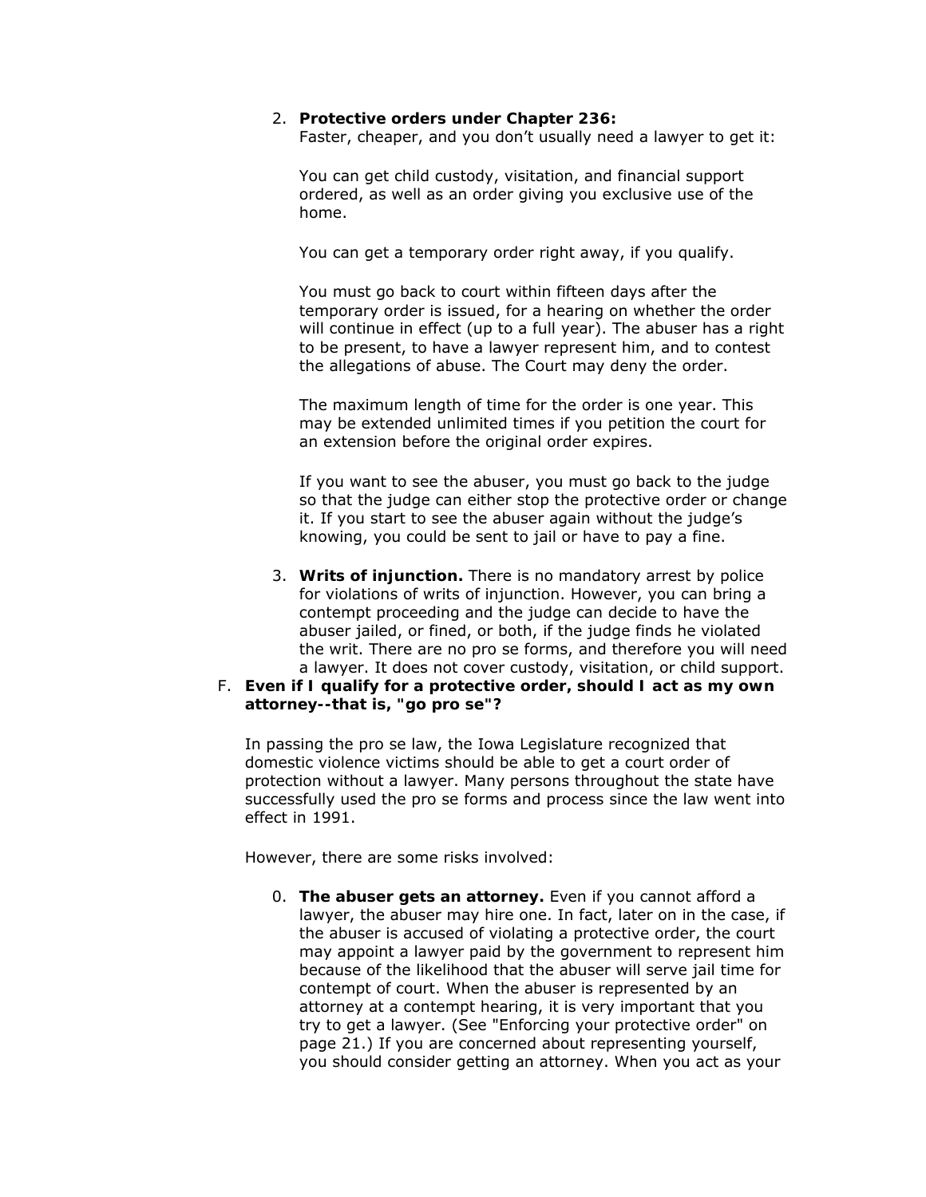2. **Protective orders under Chapter 236:**
   Faster, cheaper, and you don't usually need a lawyer to get it:

   You can get child custody, visitation, and financial support ordered, as well as an order giving you exclusive use of the home.

   You can get a temporary order right away, if you qualify.

   You must go back to court within fifteen days after the temporary order is issued, for a hearing on whether the order will continue in effect (up to a full year). The abuser has a right to be present, to have a lawyer represent him, and to contest the allegations of abuse. The Court may deny the order.

   The maximum length of time for the order is one year. This may be extended unlimited times if you petition the court for an extension before the original order expires.

   If you want to see the abuser, you must go back to the judge so that the judge can either stop the protective order or change it. If you start to see the abuser again without the judge's knowing, you could be sent to jail or have to pay a fine.

3. **Writs of injunction.** There is no mandatory arrest by police for violations of writs of injunction. However, you can bring a contempt proceeding and the judge can decide to have the abuser jailed, or fined, or both, if the judge finds he violated the writ. There are no pro se forms, and therefore you will need a lawyer. It does not cover custody, visitation, or child support.

F. **Even if I qualify for a protective order, should I act as my own attorney--that is, "go pro se"?**

In passing the pro se law, the Iowa Legislature recognized that domestic violence victims should be able to get a court order of protection without a lawyer. Many persons throughout the state have successfully used the pro se forms and process since the law went into effect in 1991.

However, there are some risks involved:

0. **The abuser gets an attorney.** Even if you cannot afford a lawyer, the abuser may hire one. In fact, later on in the case, if the abuser is accused of violating a protective order, the court may appoint a lawyer paid by the government to represent him because of the likelihood that the abuser will serve jail time for contempt of court. When the abuser is represented by an attorney at a contempt hearing, it is very important that you try to get a lawyer. (See "Enforcing your protective order" on page 21.) If you are concerned about representing yourself, you should consider getting an attorney. When you act as your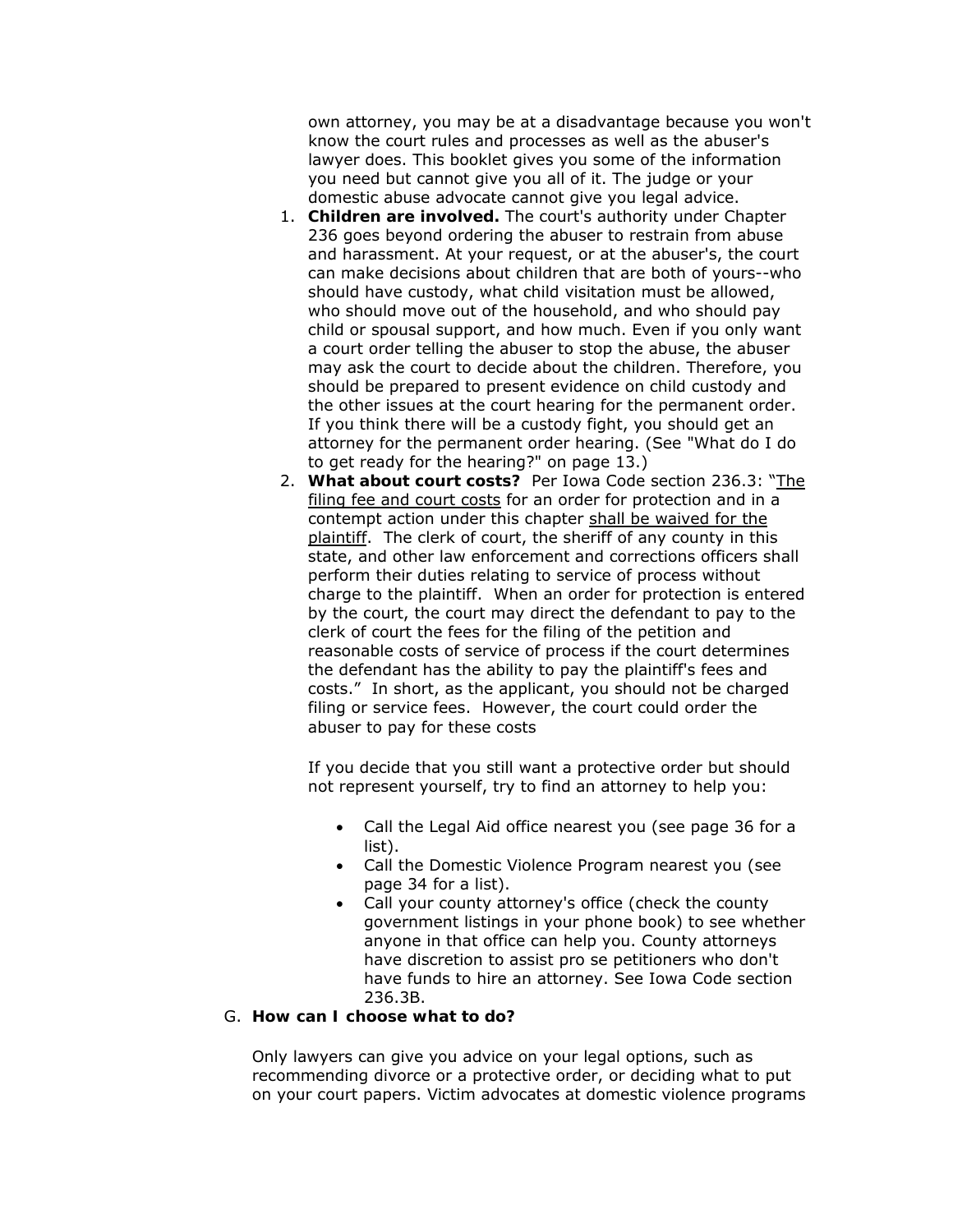own attorney, you may be at a disadvantage because you won't know the court rules and processes as well as the abuser's lawyer does. This booklet gives you some of the information you need but cannot give you all of it. The judge or your domestic abuse advocate cannot give you legal advice.

1. **Children are involved.** The court's authority under Chapter 236 goes beyond ordering the abuser to restrain from abuse and harassment. At your request, or at the abuser's, the court can make decisions about children that are both of yours--who should have custody, what child visitation must be allowed, who should move out of the household, and who should pay child or spousal support, and how much. Even if you only want a court order telling the abuser to stop the abuse, the abuser may ask the court to decide about the children. Therefore, you should be prepared to present evidence on child custody and the other issues at the court hearing for the permanent order. If you think there will be a custody fight, you should get an attorney for the permanent order hearing. (See "What do I do to get ready for the hearing?" on page 13.)
2. **What about court costs?** Per Iowa Code section 236.3: "The filing fee and court costs for an order for protection and in a contempt action under this chapter shall be waived for the plaintiff. The clerk of court, the sheriff of any county in this state, and other law enforcement and corrections officers shall perform their duties relating to service of process without charge to the plaintiff. When an order for protection is entered by the court, the court may direct the defendant to pay to the clerk of court the fees for the filing of the petition and reasonable costs of service of process if the court determines the defendant has the ability to pay the plaintiff's fees and costs." In short, as the applicant, you should not be charged filing or service fees. However, the court could order the abuser to pay for these costs

   If you decide that you still want a protective order but should not represent yourself, try to find an attorney to help you:

   - Call the Legal Aid office nearest you (see page 36 for a list).
   - Call the Domestic Violence Program nearest you (see page 34 for a list).
   - Call your county attorney's office (check the county government listings in your phone book) to see whether anyone in that office can help you. County attorneys have discretion to assist pro se petitioners who don't have funds to hire an attorney. See Iowa Code section 236.3B.

G. **How can I choose what to do?**

Only lawyers can give you advice on your legal options, such as recommending divorce or a protective order, or deciding what to put on your court papers. Victim advocates at domestic violence programs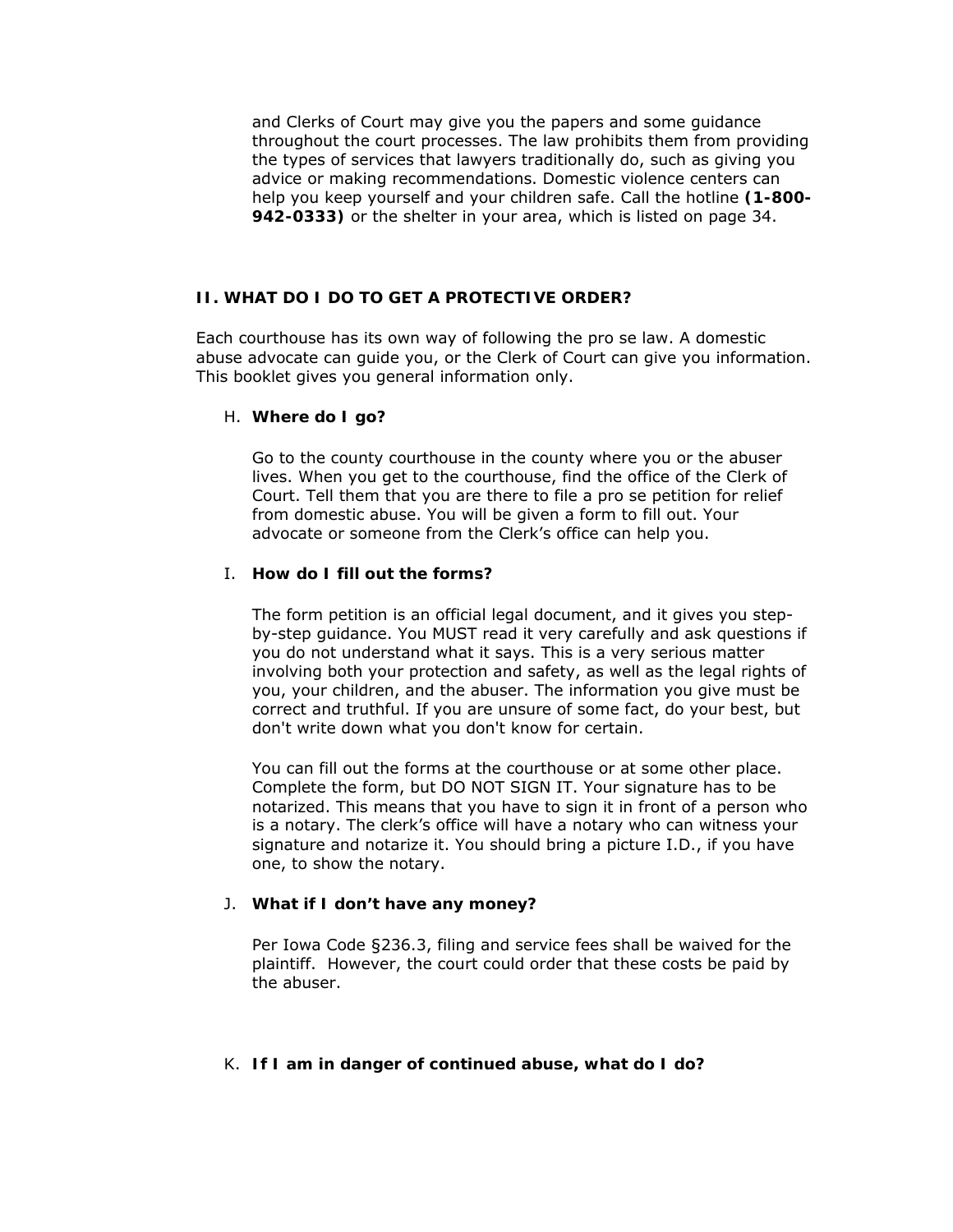and Clerks of Court may give you the papers and some guidance throughout the court processes. The law prohibits them from providing the types of services that lawyers traditionally do, such as giving you advice or making recommendations. Domestic violence centers can help you keep yourself and your children safe. Call the hotline **(1-800-942-0333)** or the shelter in your area, which is listed on page 34.

## II. WHAT DO I DO TO GET A PROTECTIVE ORDER?

Each courthouse has its own way of following the pro se law. A domestic abuse advocate can guide you, or the Clerk of Court can give you information. This booklet gives you general information only.

### H. Where do I go?

Go to the county courthouse in the county where you or the abuser lives. When you get to the courthouse, find the office of the Clerk of Court. Tell them that you are there to file a pro se petition for relief from domestic abuse. You will be given a form to fill out. Your advocate or someone from the Clerk's office can help you.

### I. How do I fill out the forms?

The form petition is an official legal document, and it gives you step-by-step guidance. You MUST read it very carefully and ask questions if you do not understand what it says. This is a very serious matter involving both your protection and safety, as well as the legal rights of you, your children, and the abuser. The information you give must be correct and truthful. If you are unsure of some fact, do your best, but don't write down what you don't know for certain.

You can fill out the forms at the courthouse or at some other place. Complete the form, but DO NOT SIGN IT. Your signature has to be notarized. This means that you have to sign it in front of a person who is a notary. The clerk's office will have a notary who can witness your signature and notarize it. You should bring a picture I.D., if you have one, to show the notary.

### J. What if I don't have any money?

Per Iowa Code §236.3, filing and service fees shall be waived for the plaintiff. However, the court could order that these costs be paid by the abuser.

### K. If I am in danger of continued abuse, what do I do?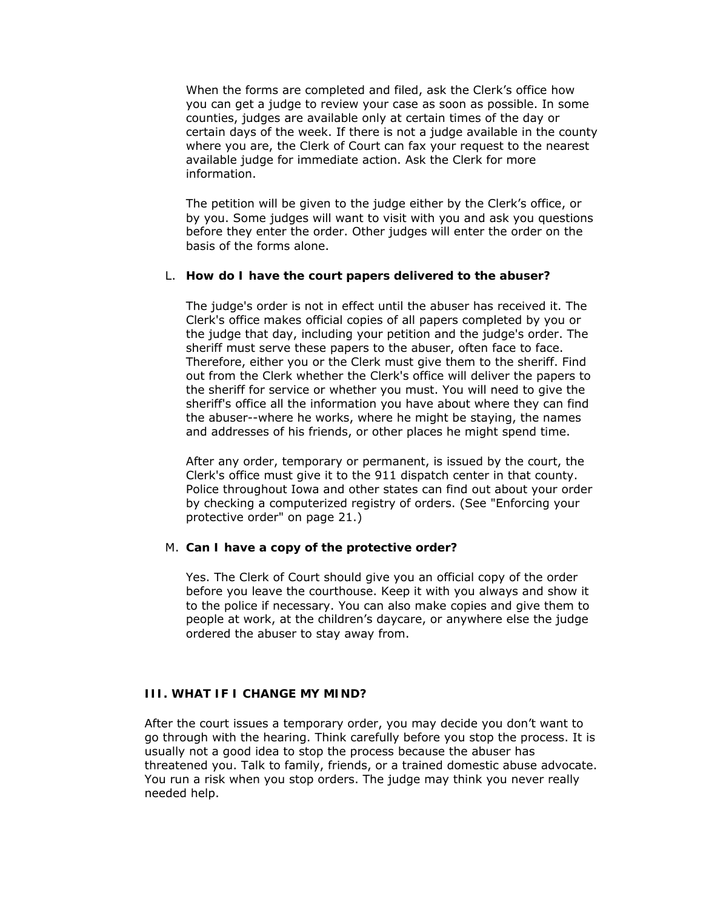When the forms are completed and filed, ask the Clerk's office how you can get a judge to review your case as soon as possible. In some counties, judges are available only at certain times of the day or certain days of the week. If there is not a judge available in the county where you are, the Clerk of Court can fax your request to the nearest available judge for immediate action. Ask the Clerk for more information.

The petition will be given to the judge either by the Clerk's office, or by you. Some judges will want to visit with you and ask you questions before they enter the order. Other judges will enter the order on the basis of the forms alone.

L. **How do I have the court papers delivered to the abuser?**

The judge's order is not in effect until the abuser has received it. The Clerk's office makes official copies of all papers completed by you or the judge that day, including your petition and the judge's order. The sheriff must serve these papers to the abuser, often face to face. Therefore, either you or the Clerk must give them to the sheriff. Find out from the Clerk whether the Clerk's office will deliver the papers to the sheriff for service or whether you must. You will need to give the sheriff's office all the information you have about where they can find the abuser--where he works, where he might be staying, the names and addresses of his friends, or other places he might spend time.

After any order, temporary or permanent, is issued by the court, the Clerk's office must give it to the 911 dispatch center in that county. Police throughout Iowa and other states can find out about your order by checking a computerized registry of orders. (See "Enforcing your protective order" on page 21.)

M. **Can I have a copy of the protective order?**

Yes. The Clerk of Court should give you an official copy of the order before you leave the courthouse. Keep it with you always and show it to the police if necessary. You can also make copies and give them to people at work, at the children's daycare, or anywhere else the judge ordered the abuser to stay away from.

## III. WHAT IF I CHANGE MY MIND?

After the court issues a temporary order, you may decide you don't want to go through with the hearing. Think carefully before you stop the process. It is usually not a good idea to stop the process because the abuser has threatened you. Talk to family, friends, or a trained domestic abuse advocate. You run a risk when you stop orders. The judge may think you never really needed help.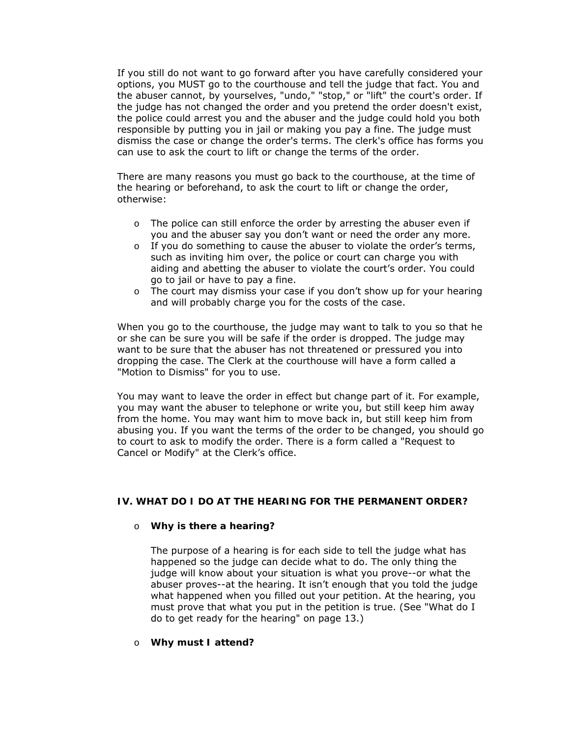If you still do not want to go forward after you have carefully considered your options, you MUST go to the courthouse and tell the judge that fact. You and the abuser cannot, by yourselves, "undo," "stop," or "lift" the court's order. If the judge has not changed the order and you pretend the order doesn't exist, the police could arrest you and the abuser and the judge could hold you both responsible by putting you in jail or making you pay a fine. The judge must dismiss the case or change the order's terms. The clerk's office has forms you can use to ask the court to lift or change the terms of the order.

There are many reasons you must go back to the courthouse, at the time of the hearing or beforehand, to ask the court to lift or change the order, otherwise:

- The police can still enforce the order by arresting the abuser even if you and the abuser say you don't want or need the order any more.
- If you do something to cause the abuser to violate the order's terms, such as inviting him over, the police or court can charge you with aiding and abetting the abuser to violate the court's order. You could go to jail or have to pay a fine.
- The court may dismiss your case if you don't show up for your hearing and will probably charge you for the costs of the case.

When you go to the courthouse, the judge may want to talk to you so that he or she can be sure you will be safe if the order is dropped. The judge may want to be sure that the abuser has not threatened or pressured you into dropping the case. The Clerk at the courthouse will have a form called a "Motion to Dismiss" for you to use.

You may want to leave the order in effect but change part of it. For example, you may want the abuser to telephone or write you, but still keep him away from the home. You may want him to move back in, but still keep him from abusing you. If you want the terms of the order to be changed, you should go to court to ask to modify the order. There is a form called a "Request to Cancel or Modify" at the Clerk's office.

## IV. WHAT DO I DO AT THE HEARING FOR THE PERMANENT ORDER?

- **Why is there a hearing?**

  The purpose of a hearing is for each side to tell the judge what has happened so the judge can decide what to do. The only thing the judge will know about your situation is what you prove--or what the abuser proves--at the hearing. It isn't enough that you told the judge what happened when you filled out your petition. At the hearing, you must prove that what you put in the petition is true. (See "What do I do to get ready for the hearing" on page 13.)

- **Why must I attend?**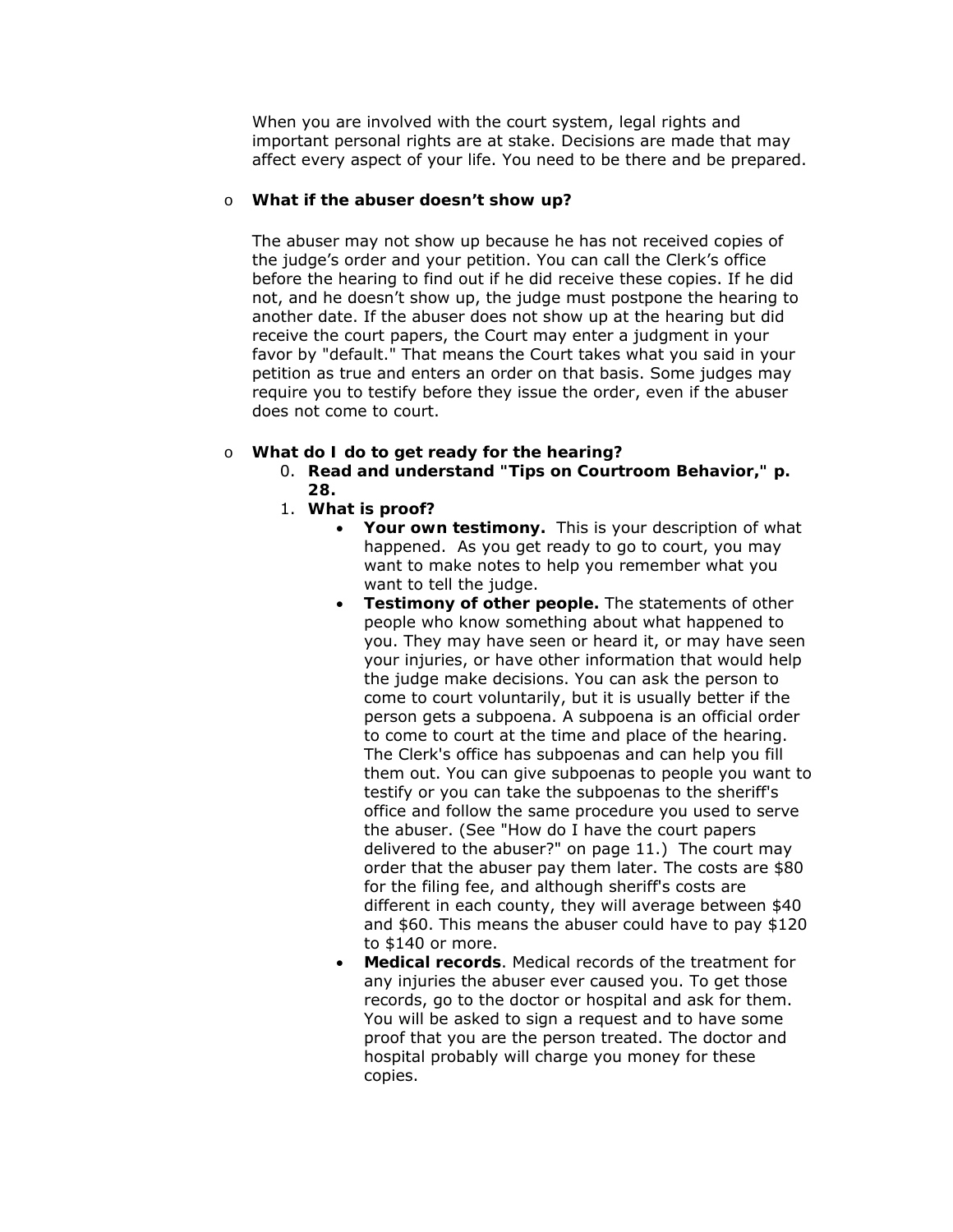When you are involved with the court system, legal rights and important personal rights are at stake. Decisions are made that may affect every aspect of your life. You need to be there and be prepared.

- **What if the abuser doesn't show up?**

  The abuser may not show up because he has not received copies of the judge's order and your petition. You can call the Clerk's office before the hearing to find out if he did receive these copies. If he did not, and he doesn't show up, the judge must postpone the hearing to another date. If the abuser does not show up at the hearing but did receive the court papers, the Court may enter a judgment in your favor by "default." That means the Court takes what you said in your petition as true and enters an order on that basis. Some judges may require you to testify before they issue the order, even if the abuser does not come to court.

- **What do I do to get ready for the hearing?**

  0. **Read and understand "Tips on Courtroom Behavior," p. 28.**
  1. **What is proof?**
     - **Your own testimony.** This is your description of what happened. As you get ready to go to court, you may want to make notes to help you remember what you want to tell the judge.
     - **Testimony of other people.** The statements of other people who know something about what happened to you. They may have seen or heard it, or may have seen your injuries, or have other information that would help the judge make decisions. You can ask the person to come to court voluntarily, but it is usually better if the person gets a subpoena. A subpoena is an official order to come to court at the time and place of the hearing. The Clerk's office has subpoenas and can help you fill them out. You can give subpoenas to people you want to testify or you can take the subpoenas to the sheriff's office and follow the same procedure you used to serve the abuser. (See "How do I have the court papers delivered to the abuser?" on page 11.) The court may order that the abuser pay them later. The costs are $80 for the filing fee, and although sheriff's costs are different in each county, they will average between $40 and $60. This means the abuser could have to pay $120 to $140 or more.
     - **Medical records**. Medical records of the treatment for any injuries the abuser ever caused you. To get those records, go to the doctor or hospital and ask for them. You will be asked to sign a request and to have some proof that you are the person treated. The doctor and hospital probably will charge you money for these copies.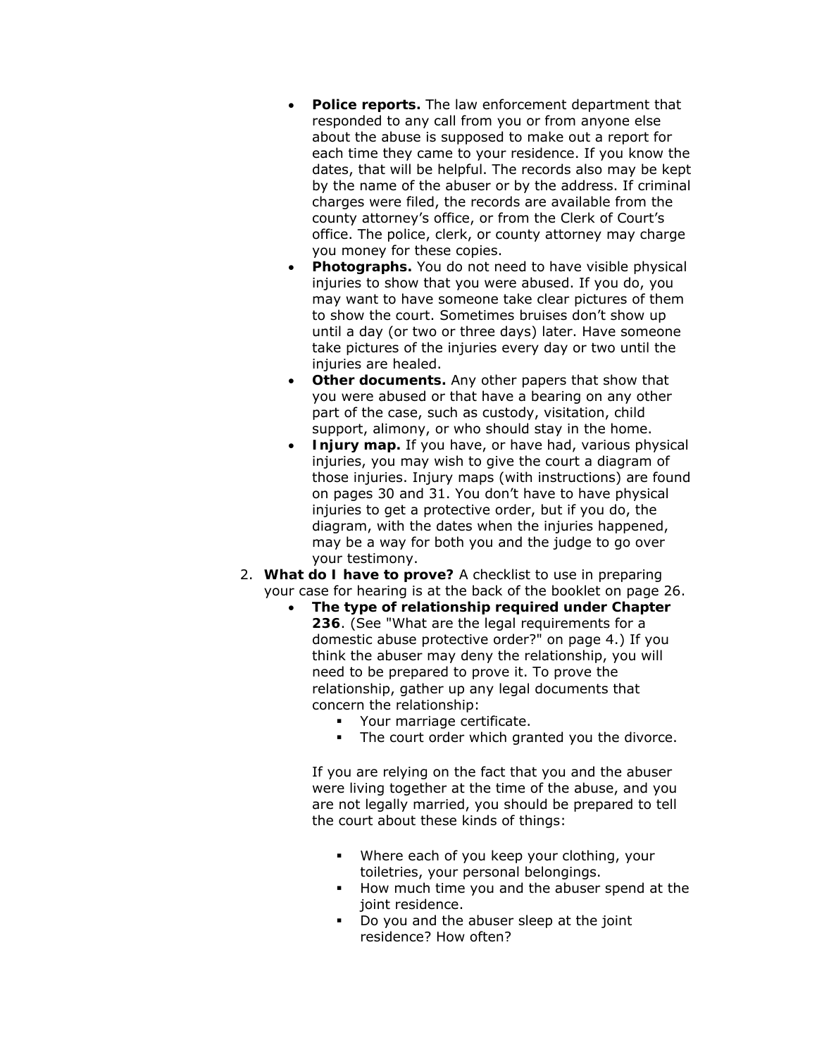- **Police reports.** The law enforcement department that responded to any call from you or from anyone else about the abuse is supposed to make out a report for each time they came to your residence. If you know the dates, that will be helpful. The records also may be kept by the name of the abuser or by the address. If criminal charges were filed, the records are available from the county attorney's office, or from the Clerk of Court's office. The police, clerk, or county attorney may charge you money for these copies.
- **Photographs.** You do not need to have visible physical injuries to show that you were abused. If you do, you may want to have someone take clear pictures of them to show the court. Sometimes bruises don't show up until a day (or two or three days) later. Have someone take pictures of the injuries every day or two until the injuries are healed.
- **Other documents.** Any other papers that show that you were abused or that have a bearing on any other part of the case, such as custody, visitation, child support, alimony, or who should stay in the home.
- **Injury map.** If you have, or have had, various physical injuries, you may wish to give the court a diagram of those injuries. Injury maps (with instructions) are found on pages 30 and 31. You don't have to have physical injuries to get a protective order, but if you do, the diagram, with the dates when the injuries happened, may be a way for both you and the judge to go over your testimony.

2. **What do I have to prove?** A checklist to use in preparing your case for hearing is at the back of the booklet on page 26.
   - **The type of relationship required under Chapter 236**. (See "What are the legal requirements for a domestic abuse protective order?" on page 4.) If you think the abuser may deny the relationship, you will need to be prepared to prove it. To prove the relationship, gather up any legal documents that concern the relationship:
     - Your marriage certificate.
     - The court order which granted you the divorce.

     If you are relying on the fact that you and the abuser were living together at the time of the abuse, and you are not legally married, you should be prepared to tell the court about these kinds of things:

     - Where each of you keep your clothing, your toiletries, your personal belongings.
     - How much time you and the abuser spend at the joint residence.
     - Do you and the abuser sleep at the joint residence? How often?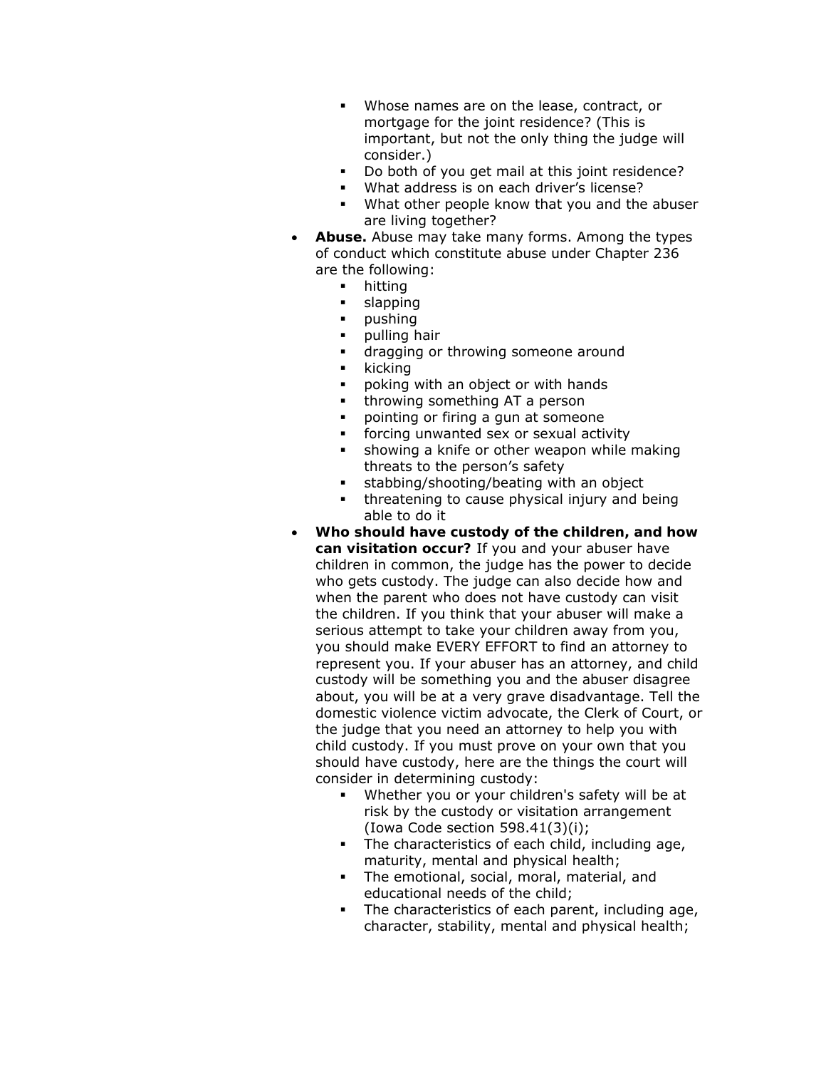- Whose names are on the lease, contract, or mortgage for the joint residence? (This is important, but not the only thing the judge will consider.)
  - Do both of you get mail at this joint residence?
  - What address is on each driver's license?
  - What other people know that you and the abuser are living together?
- **Abuse.** Abuse may take many forms. Among the types of conduct which constitute abuse under Chapter 236 are the following:
  - hitting
  - slapping
  - pushing
  - pulling hair
  - dragging or throwing someone around
  - kicking
  - poking with an object or with hands
  - throwing something AT a person
  - pointing or firing a gun at someone
  - forcing unwanted sex or sexual activity
  - showing a knife or other weapon while making threats to the person's safety
  - stabbing/shooting/beating with an object
  - threatening to cause physical injury and being able to do it
- **Who should have custody of the children, and how can visitation occur?** If you and your abuser have children in common, the judge has the power to decide who gets custody. The judge can also decide how and when the parent who does not have custody can visit the children. If you think that your abuser will make a serious attempt to take your children away from you, you should make EVERY EFFORT to find an attorney to represent you. If your abuser has an attorney, and child custody will be something you and the abuser disagree about, you will be at a very grave disadvantage. Tell the domestic violence victim advocate, the Clerk of Court, or the judge that you need an attorney to help you with child custody. If you must prove on your own that you should have custody, here are the things the court will consider in determining custody:
  - Whether you or your children's safety will be at risk by the custody or visitation arrangement (Iowa Code section 598.41(3)(i);
  - The characteristics of each child, including age, maturity, mental and physical health;
  - The emotional, social, moral, material, and educational needs of the child;
  - The characteristics of each parent, including age, character, stability, mental and physical health;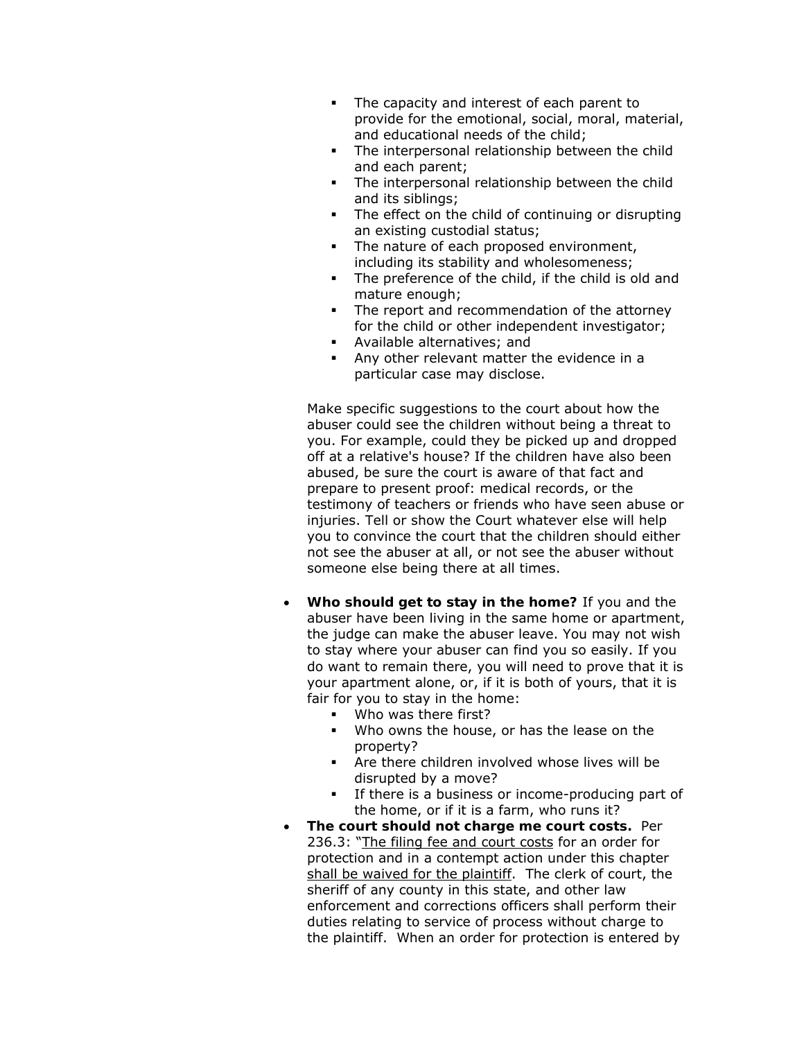- The capacity and interest of each parent to provide for the emotional, social, moral, material, and educational needs of the child;
    - The interpersonal relationship between the child and each parent;
    - The interpersonal relationship between the child and its siblings;
    - The effect on the child of continuing or disrupting an existing custodial status;
    - The nature of each proposed environment, including its stability and wholesomeness;
    - The preference of the child, if the child is old and mature enough;
    - The report and recommendation of the attorney for the child or other independent investigator;
    - Available alternatives; and
    - Any other relevant matter the evidence in a particular case may disclose.

  Make specific suggestions to the court about how the abuser could see the children without being a threat to you. For example, could they be picked up and dropped off at a relative's house? If the children have also been abused, be sure the court is aware of that fact and prepare to present proof: medical records, or the testimony of teachers or friends who have seen abuse or injuries. Tell or show the Court whatever else will help you to convince the court that the children should either not see the abuser at all, or not see the abuser without someone else being there at all times.

- **Who should get to stay in the home?** If you and the abuser have been living in the same home or apartment, the judge can make the abuser leave. You may not wish to stay where your abuser can find you so easily. If you do want to remain there, you will need to prove that it is your apartment alone, or, if it is both of yours, that it is fair for you to stay in the home:
    - Who was there first?
    - Who owns the house, or has the lease on the property?
    - Are there children involved whose lives will be disrupted by a move?
    - If there is a business or income-producing part of the home, or if it is a farm, who runs it?
- **The court should not charge me court costs.** Per 236.3: "<u>The filing fee and court costs</u> for an order for protection and in a contempt action under this chapter <u>shall be waived for the plaintiff</u>. The clerk of court, the sheriff of any county in this state, and other law enforcement and corrections officers shall perform their duties relating to service of process without charge to the plaintiff. When an order for protection is entered by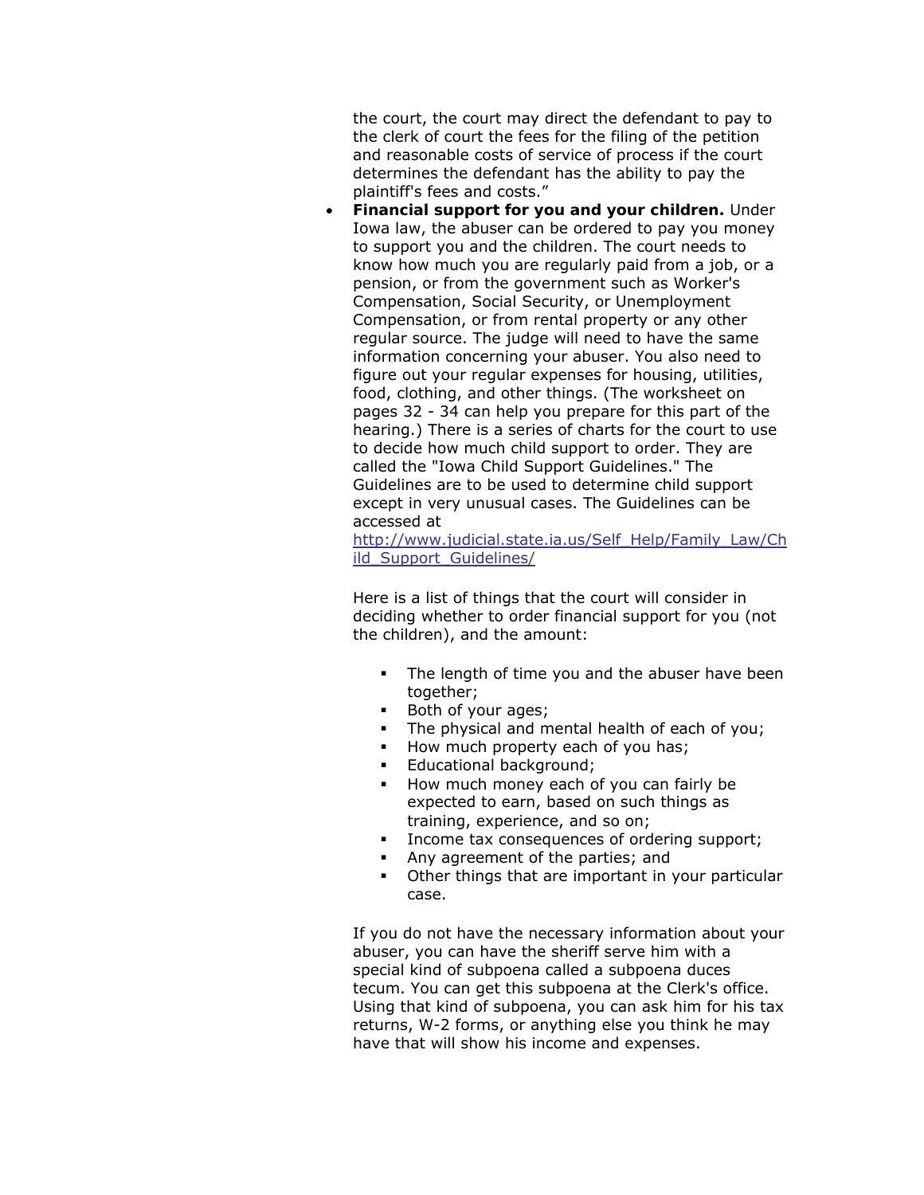the court, the court may direct the defendant to pay to the clerk of court the fees for the filing of the petition and reasonable costs of service of process if the court determines the defendant has the ability to pay the plaintiff's fees and costs."

- **Financial support for you and your children.** Under Iowa law, the abuser can be ordered to pay you money to support you and the children. The court needs to know how much you are regularly paid from a job, or a pension, or from the government such as Worker's Compensation, Social Security, or Unemployment Compensation, or from rental property or any other regular source. The judge will need to have the same information concerning your abuser. You also need to figure out your regular expenses for housing, utilities, food, clothing, and other things. (The worksheet on pages 32 - 34 can help you prepare for this part of the hearing.) There is a series of charts for the court to use to decide how much child support to order. They are called the "Iowa Child Support Guidelines." The Guidelines are to be used to determine child support except in very unusual cases. The Guidelines can be accessed at [http://www.judicial.state.ia.us/Self_Help/Family_Law/Child_Support_Guidelines/](http://www.judicial.state.ia.us/Self_Help/Family_Law/Child_Support_Guidelines/)

  Here is a list of things that the court will consider in deciding whether to order financial support for you (not the children), and the amount:

  - The length of time you and the abuser have been together;
  - Both of your ages;
  - The physical and mental health of each of you;
  - How much property each of you has;
  - Educational background;
  - How much money each of you can fairly be expected to earn, based on such things as training, experience, and so on;
  - Income tax consequences of ordering support;
  - Any agreement of the parties; and
  - Other things that are important in your particular case.

  If you do not have the necessary information about your abuser, you can have the sheriff serve him with a special kind of subpoena called a subpoena duces tecum. You can get this subpoena at the Clerk's office. Using that kind of subpoena, you can ask him for his tax returns, W-2 forms, or anything else you think he may have that will show his income and expenses.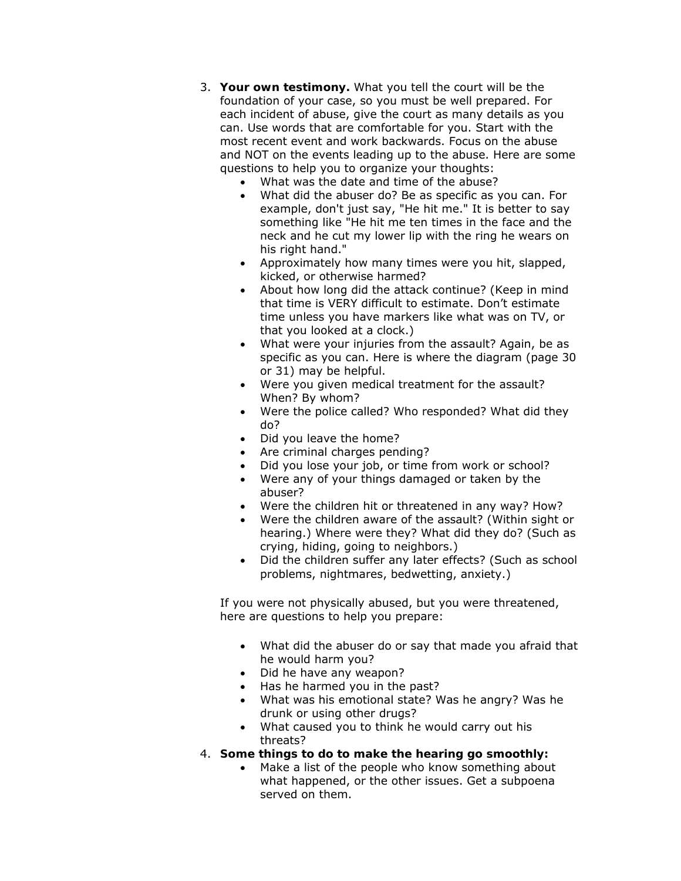3. **Your own testimony.** What you tell the court will be the foundation of your case, so you must be well prepared. For each incident of abuse, give the court as many details as you can. Use words that are comfortable for you. Start with the most recent event and work backwards. Focus on the abuse and NOT on the events leading up to the abuse. Here are some questions to help you to organize your thoughts:
    - What was the date and time of the abuse?
    - What did the abuser do? Be as specific as you can. For example, don't just say, "He hit me." It is better to say something like "He hit me ten times in the face and the neck and he cut my lower lip with the ring he wears on his right hand."
    - Approximately how many times were you hit, slapped, kicked, or otherwise harmed?
    - About how long did the attack continue? (Keep in mind that time is VERY difficult to estimate. Don't estimate time unless you have markers like what was on TV, or that you looked at a clock.)
    - What were your injuries from the assault? Again, be as specific as you can. Here is where the diagram (page 30 or 31) may be helpful.
    - Were you given medical treatment for the assault? When? By whom?
    - Were the police called? Who responded? What did they do?
    - Did you leave the home?
    - Are criminal charges pending?
    - Did you lose your job, or time from work or school?
    - Were any of your things damaged or taken by the abuser?
    - Were the children hit or threatened in any way? How?
    - Were the children aware of the assault? (Within sight or hearing.) Where were they? What did they do? (Such as crying, hiding, going to neighbors.)
    - Did the children suffer any later effects? (Such as school problems, nightmares, bedwetting, anxiety.)

    If you were not physically abused, but you were threatened, here are questions to help you prepare:

    - What did the abuser do or say that made you afraid that he would harm you?
    - Did he have any weapon?
    - Has he harmed you in the past?
    - What was his emotional state? Was he angry? Was he drunk or using other drugs?
    - What caused you to think he would carry out his threats?

4. **Some things to do to make the hearing go smoothly:**
    - Make a list of the people who know something about what happened, or the other issues. Get a subpoena served on them.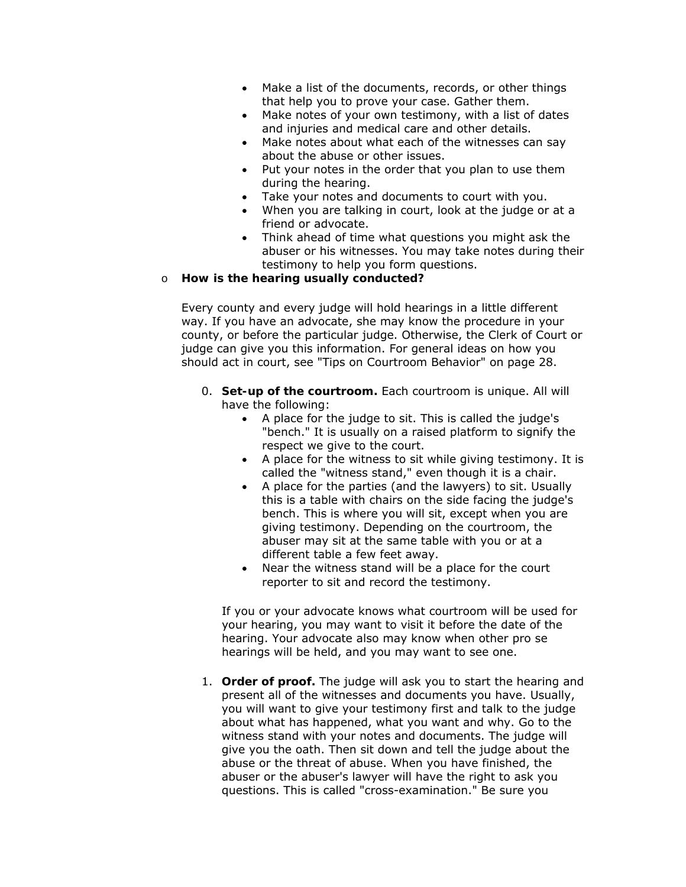- Make a list of the documents, records, or other things that help you to prove your case. Gather them.
- Make notes of your own testimony, with a list of dates and injuries and medical care and other details.
- Make notes about what each of the witnesses can say about the abuse or other issues.
- Put your notes in the order that you plan to use them during the hearing.
- Take your notes and documents to court with you.
- When you are talking in court, look at the judge or at a friend or advocate.
- Think ahead of time what questions you might ask the abuser or his witnesses. You may take notes during their testimony to help you form questions.

- **How is the hearing usually conducted?**

  Every county and every judge will hold hearings in a little different way. If you have an advocate, she may know the procedure in your county, or before the particular judge. Otherwise, the Clerk of Court or judge can give you this information. For general ideas on how you should act in court, see "Tips on Courtroom Behavior" on page 28.

  0. **Set-up of the courtroom.** Each courtroom is unique. All will have the following:
     - A place for the judge to sit. This is called the judge's "bench." It is usually on a raised platform to signify the respect we give to the court.
     - A place for the witness to sit while giving testimony. It is called the "witness stand," even though it is a chair.
     - A place for the parties (and the lawyers) to sit. Usually this is a table with chairs on the side facing the judge's bench. This is where you will sit, except when you are giving testimony. Depending on the courtroom, the abuser may sit at the same table with you or at a different table a few feet away.
     - Near the witness stand will be a place for the court reporter to sit and record the testimony.

     If you or your advocate knows what courtroom will be used for your hearing, you may want to visit it before the date of the hearing. Your advocate also may know when other pro se hearings will be held, and you may want to see one.

  1. **Order of proof.** The judge will ask you to start the hearing and present all of the witnesses and documents you have. Usually, you will want to give your testimony first and talk to the judge about what has happened, what you want and why. Go to the witness stand with your notes and documents. The judge will give you the oath. Then sit down and tell the judge about the abuse or the threat of abuse. When you have finished, the abuser or the abuser's lawyer will have the right to ask you questions. This is called "cross-examination." Be sure you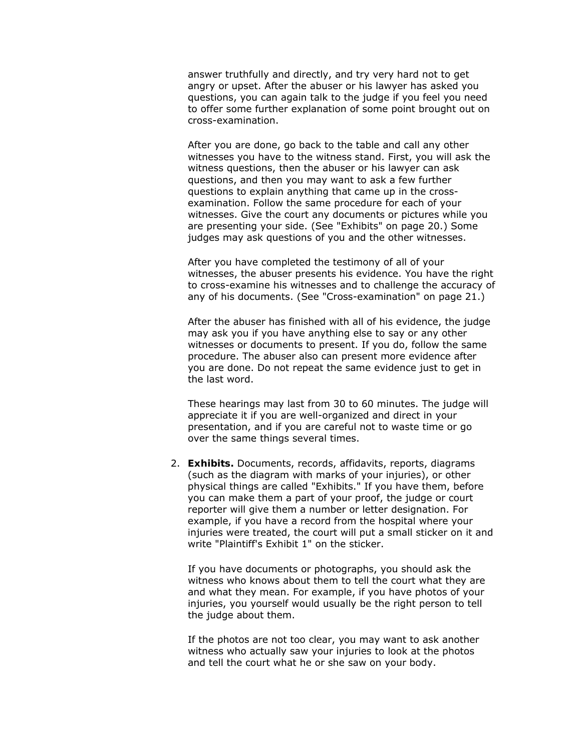answer truthfully and directly, and try very hard not to get angry or upset. After the abuser or his lawyer has asked you questions, you can again talk to the judge if you feel you need to offer some further explanation of some point brought out on cross-examination.

After you are done, go back to the table and call any other witnesses you have to the witness stand. First, you will ask the witness questions, then the abuser or his lawyer can ask questions, and then you may want to ask a few further questions to explain anything that came up in the cross-examination. Follow the same procedure for each of your witnesses. Give the court any documents or pictures while you are presenting your side. (See "Exhibits" on page 20.) Some judges may ask questions of you and the other witnesses.

After you have completed the testimony of all of your witnesses, the abuser presents his evidence. You have the right to cross-examine his witnesses and to challenge the accuracy of any of his documents. (See "Cross-examination" on page 21.)

After the abuser has finished with all of his evidence, the judge may ask you if you have anything else to say or any other witnesses or documents to present. If you do, follow the same procedure. The abuser also can present more evidence after you are done. Do not repeat the same evidence just to get in the last word.

These hearings may last from 30 to 60 minutes. The judge will appreciate it if you are well-organized and direct in your presentation, and if you are careful not to waste time or go over the same things several times.

2. **Exhibits.** Documents, records, affidavits, reports, diagrams (such as the diagram with marks of your injuries), or other physical things are called "Exhibits." If you have them, before you can make them a part of your proof, the judge or court reporter will give them a number or letter designation. For example, if you have a record from the hospital where your injuries were treated, the court will put a small sticker on it and write "Plaintiff's Exhibit 1" on the sticker.

   If you have documents or photographs, you should ask the witness who knows about them to tell the court what they are and what they mean. For example, if you have photos of your injuries, you yourself would usually be the right person to tell the judge about them.

   If the photos are not too clear, you may want to ask another witness who actually saw your injuries to look at the photos and tell the court what he or she saw on your body.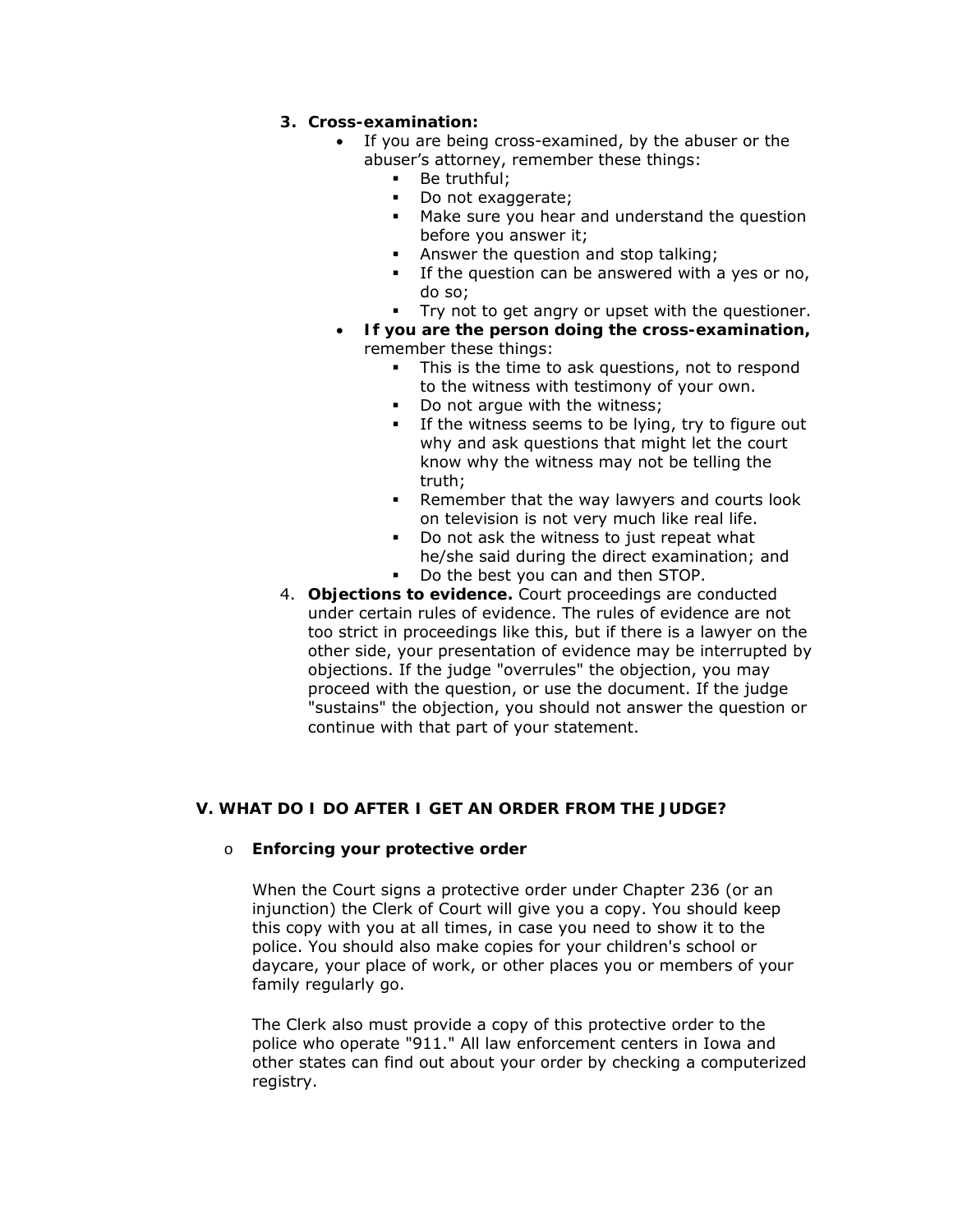3. **Cross-examination:**
   - If you are being cross-examined, by the abuser or the abuser's attorney, remember these things:
     - Be truthful;
     - Do not exaggerate;
     - Make sure you hear and understand the question before you answer it;
     - Answer the question and stop talking;
     - If the question can be answered with a yes or no, do so;
     - Try not to get angry or upset with the questioner.
   - **If you are the person doing the cross-examination,** remember these things:
     - This is the time to ask questions, not to respond to the witness with testimony of your own.
     - Do not argue with the witness;
     - If the witness seems to be lying, try to figure out why and ask questions that might let the court know why the witness may not be telling the truth;
     - Remember that the way lawyers and courts look on television is not very much like real life.
     - Do not ask the witness to just repeat what he/she said during the direct examination; and
     - Do the best you can and then STOP.
4. **Objections to evidence.** Court proceedings are conducted under certain rules of evidence. The rules of evidence are not too strict in proceedings like this, but if there is a lawyer on the other side, your presentation of evidence may be interrupted by objections. If the judge "overrules" the objection, you may proceed with the question, or use the document. If the judge "sustains" the objection, you should not answer the question or continue with that part of your statement.

## V. WHAT DO I DO AFTER I GET AN ORDER FROM THE JUDGE?

- **Enforcing your protective order**

  When the Court signs a protective order under Chapter 236 (or an injunction) the Clerk of Court will give you a copy. You should keep this copy with you at all times, in case you need to show it to the police. You should also make copies for your children's school or daycare, your place of work, or other places you or members of your family regularly go.

  The Clerk also must provide a copy of this protective order to the police who operate "911." All law enforcement centers in Iowa and other states can find out about your order by checking a computerized registry.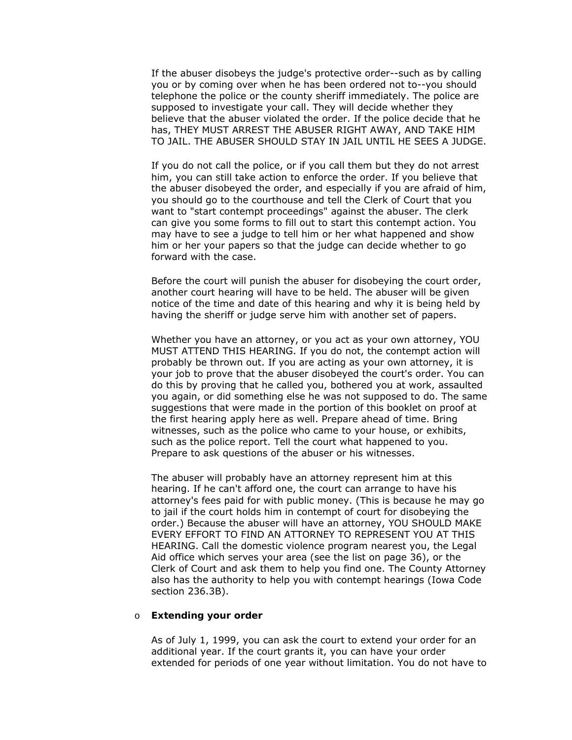If the abuser disobeys the judge's protective order--such as by calling you or by coming over when he has been ordered not to--you should telephone the police or the county sheriff immediately. The police are supposed to investigate your call. They will decide whether they believe that the abuser violated the order. If the police decide that he has, THEY MUST ARREST THE ABUSER RIGHT AWAY, AND TAKE HIM TO JAIL. THE ABUSER SHOULD STAY IN JAIL UNTIL HE SEES A JUDGE.

If you do not call the police, or if you call them but they do not arrest him, you can still take action to enforce the order. If you believe that the abuser disobeyed the order, and especially if you are afraid of him, you should go to the courthouse and tell the Clerk of Court that you want to "start contempt proceedings" against the abuser. The clerk can give you some forms to fill out to start this contempt action. You may have to see a judge to tell him or her what happened and show him or her your papers so that the judge can decide whether to go forward with the case.

Before the court will punish the abuser for disobeying the court order, another court hearing will have to be held. The abuser will be given notice of the time and date of this hearing and why it is being held by having the sheriff or judge serve him with another set of papers.

Whether you have an attorney, or you act as your own attorney, YOU MUST ATTEND THIS HEARING. If you do not, the contempt action will probably be thrown out. If you are acting as your own attorney, it is your job to prove that the abuser disobeyed the court's order. You can do this by proving that he called you, bothered you at work, assaulted you again, or did something else he was not supposed to do. The same suggestions that were made in the portion of this booklet on proof at the first hearing apply here as well. Prepare ahead of time. Bring witnesses, such as the police who came to your house, or exhibits, such as the police report. Tell the court what happened to you. Prepare to ask questions of the abuser or his witnesses.

The abuser will probably have an attorney represent him at this hearing. If he can't afford one, the court can arrange to have his attorney's fees paid for with public money. (This is because he may go to jail if the court holds him in contempt of court for disobeying the order.) Because the abuser will have an attorney, YOU SHOULD MAKE EVERY EFFORT TO FIND AN ATTORNEY TO REPRESENT YOU AT THIS HEARING. Call the domestic violence program nearest you, the Legal Aid office which serves your area (see the list on page 36), or the Clerk of Court and ask them to help you find one. The County Attorney also has the authority to help you with contempt hearings (Iowa Code section 236.3B).

- **Extending your order**

As of July 1, 1999, you can ask the court to extend your order for an additional year. If the court grants it, you can have your order extended for periods of one year without limitation. You do not have to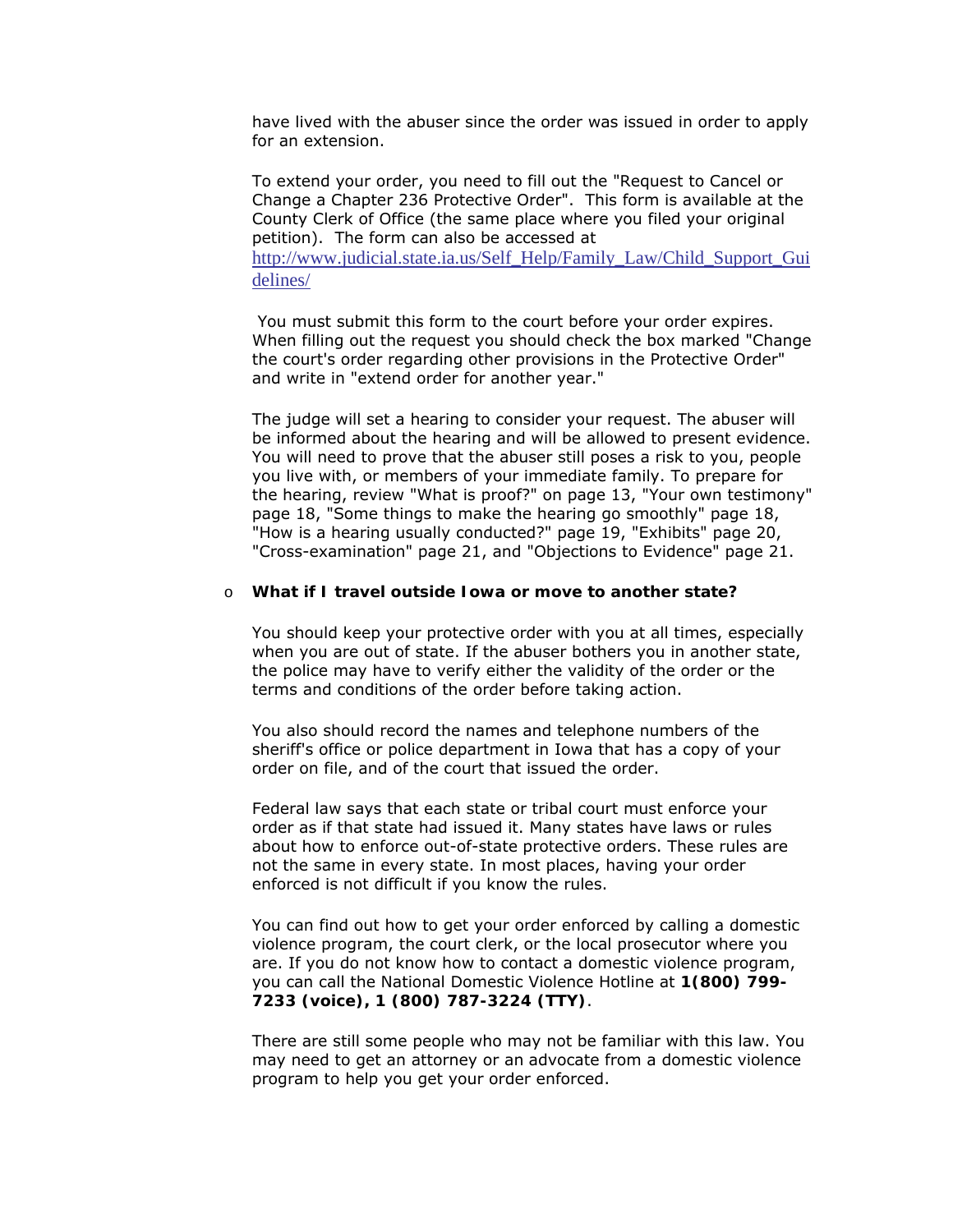have lived with the abuser since the order was issued in order to apply for an extension.

To extend your order, you need to fill out the "Request to Cancel or Change a Chapter 236 Protective Order". This form is available at the County Clerk of Office (the same place where you filed your original petition). The form can also be accessed at http://www.judicial.state.ia.us/Self_Help/Family_Law/Child_Support_Guidelines/

You must submit this form to the court before your order expires. When filling out the request you should check the box marked "Change the court's order regarding other provisions in the Protective Order" and write in "extend order for another year."

The judge will set a hearing to consider your request. The abuser will be informed about the hearing and will be allowed to present evidence. You will need to prove that the abuser still poses a risk to you, people you live with, or members of your immediate family. To prepare for the hearing, review "What is proof?" on page 13, "Your own testimony" page 18, "Some things to make the hearing go smoothly" page 18, "How is a hearing usually conducted?" page 19, "Exhibits" page 20, "Cross-examination" page 21, and "Objections to Evidence" page 21.

- **What if I travel outside Iowa or move to another state?**

  You should keep your protective order with you at all times, especially when you are out of state. If the abuser bothers you in another state, the police may have to verify either the validity of the order or the terms and conditions of the order before taking action.

  You also should record the names and telephone numbers of the sheriff's office or police department in Iowa that has a copy of your order on file, and of the court that issued the order.

  Federal law says that each state or tribal court must enforce your order as if that state had issued it. Many states have laws or rules about how to enforce out-of-state protective orders. These rules are not the same in every state. In most places, having your order enforced is not difficult if you know the rules.

  You can find out how to get your order enforced by calling a domestic violence program, the court clerk, or the local prosecutor where you are. If you do not know how to contact a domestic violence program, you can call the National Domestic Violence Hotline at **1(800) 799-7233 (voice), 1 (800) 787-3224 (TTY)**.

  There are still some people who may not be familiar with this law. You may need to get an attorney or an advocate from a domestic violence program to help you get your order enforced.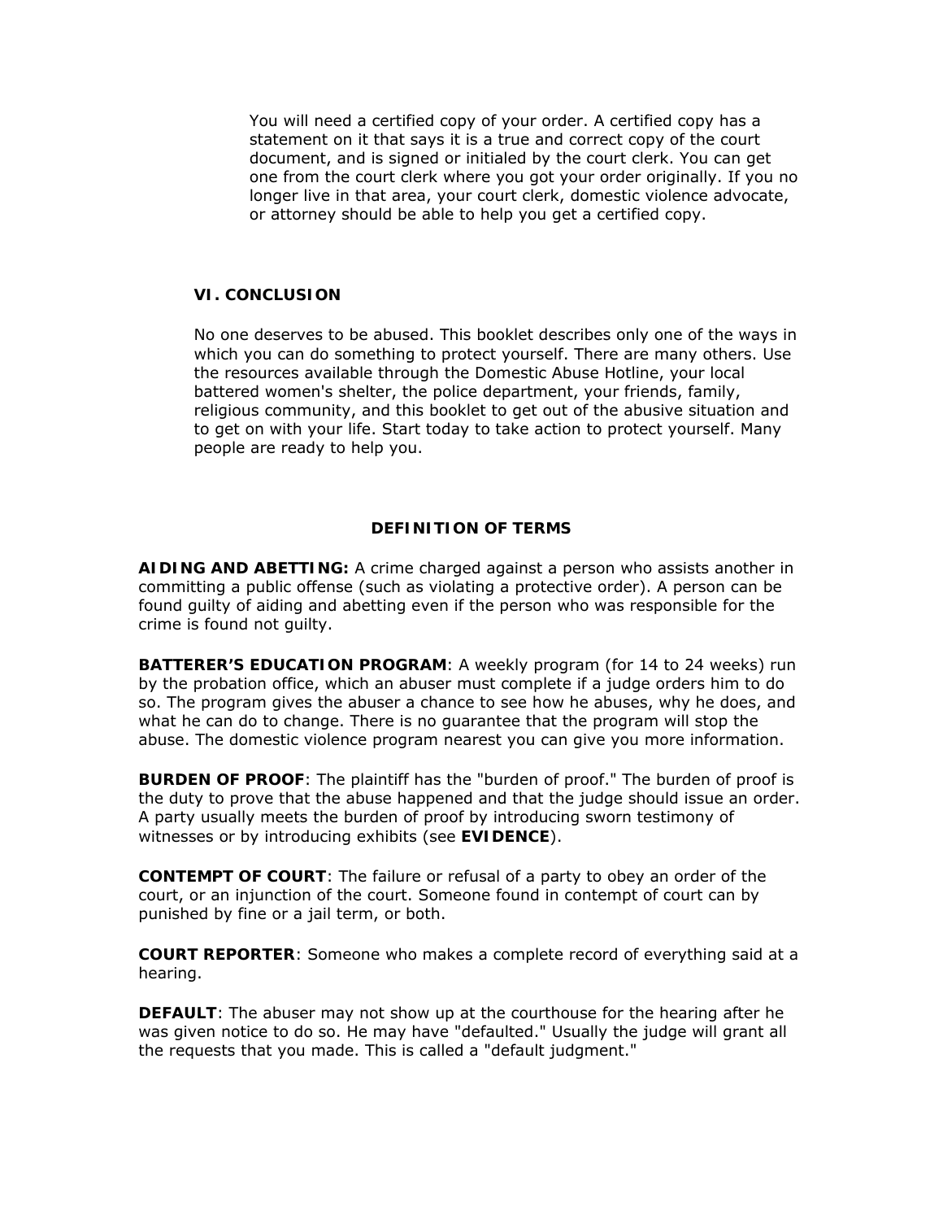You will need a certified copy of your order. A certified copy has a statement on it that says it is a true and correct copy of the court document, and is signed or initialed by the court clerk. You can get one from the court clerk where you got your order originally. If you no longer live in that area, your court clerk, domestic violence advocate, or attorney should be able to help you get a certified copy.

## VI. CONCLUSION

No one deserves to be abused. This booklet describes only one of the ways in which you can do something to protect yourself. There are many others. Use the resources available through the Domestic Abuse Hotline, your local battered women's shelter, the police department, your friends, family, religious community, and this booklet to get out of the abusive situation and to get on with your life. Start today to take action to protect yourself. Many people are ready to help you.

## DEFINITION OF TERMS

**AIDING AND ABETTING:** A crime charged against a person who assists another in committing a public offense (such as violating a protective order). A person can be found guilty of aiding and abetting even if the person who was responsible for the crime is found not guilty.

**BATTERER'S EDUCATION PROGRAM**: A weekly program (for 14 to 24 weeks) run by the probation office, which an abuser must complete if a judge orders him to do so. The program gives the abuser a chance to see how he abuses, why he does, and what he can do to change. There is no guarantee that the program will stop the abuse. The domestic violence program nearest you can give you more information.

**BURDEN OF PROOF**: The plaintiff has the "burden of proof." The burden of proof is the duty to prove that the abuse happened and that the judge should issue an order. A party usually meets the burden of proof by introducing sworn testimony of witnesses or by introducing exhibits (see **EVIDENCE**).

**CONTEMPT OF COURT**: The failure or refusal of a party to obey an order of the court, or an injunction of the court. Someone found in contempt of court can by punished by fine or a jail term, or both.

**COURT REPORTER**: Someone who makes a complete record of everything said at a hearing.

**DEFAULT**: The abuser may not show up at the courthouse for the hearing after he was given notice to do so. He may have "defaulted." Usually the judge will grant all the requests that you made. This is called a "default judgment."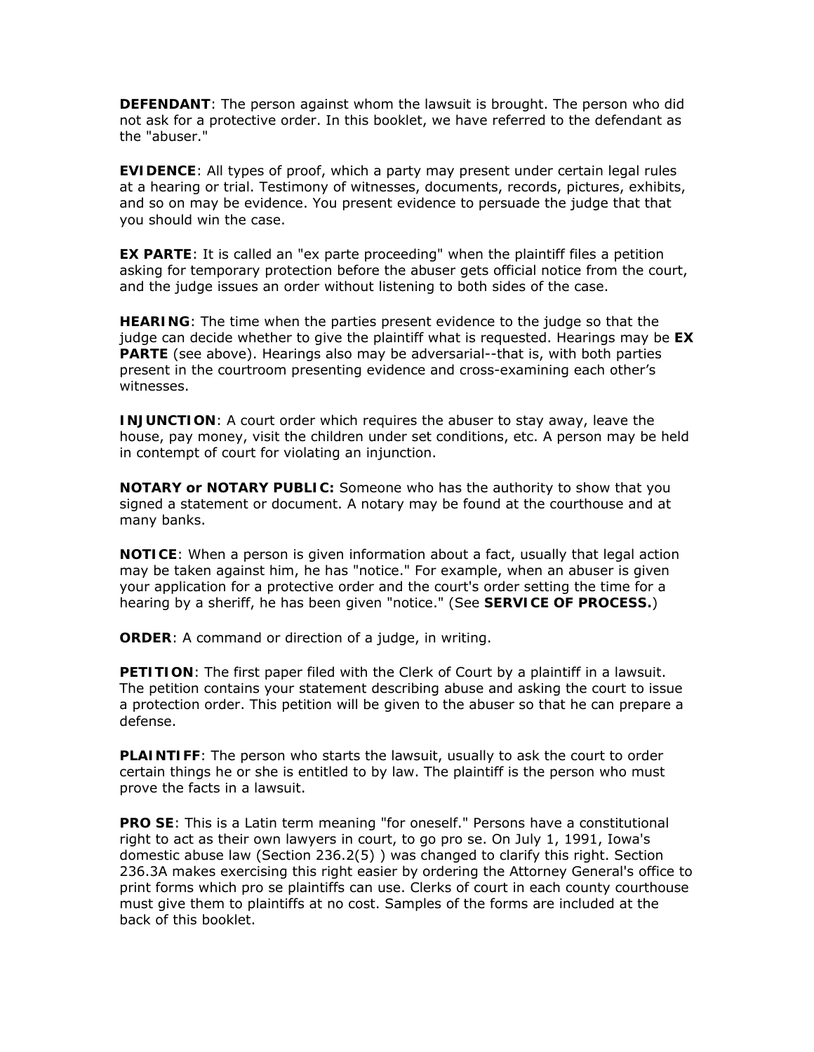**DEFENDANT**: The person against whom the lawsuit is brought. The person who did not ask for a protective order. In this booklet, we have referred to the defendant as the "abuser."

**EVIDENCE**: All types of proof, which a party may present under certain legal rules at a hearing or trial. Testimony of witnesses, documents, records, pictures, exhibits, and so on may be evidence. You present evidence to persuade the judge that that you should win the case.

**EX PARTE**: It is called an "ex parte proceeding" when the plaintiff files a petition asking for temporary protection before the abuser gets official notice from the court, and the judge issues an order without listening to both sides of the case.

**HEARING**: The time when the parties present evidence to the judge so that the judge can decide whether to give the plaintiff what is requested. Hearings may be **EX PARTE** (see above). Hearings also may be adversarial--that is, with both parties present in the courtroom presenting evidence and cross-examining each other's witnesses.

**INJUNCTION**: A court order which requires the abuser to stay away, leave the house, pay money, visit the children under set conditions, etc. A person may be held in contempt of court for violating an injunction.

**NOTARY or NOTARY PUBLIC:** Someone who has the authority to show that you signed a statement or document. A notary may be found at the courthouse and at many banks.

**NOTICE**: When a person is given information about a fact, usually that legal action may be taken against him, he has "notice." For example, when an abuser is given your application for a protective order and the court's order setting the time for a hearing by a sheriff, he has been given "notice." (See **SERVICE OF PROCESS.**)

**ORDER**: A command or direction of a judge, in writing.

**PETITION**: The first paper filed with the Clerk of Court by a plaintiff in a lawsuit. The petition contains your statement describing abuse and asking the court to issue a protection order. This petition will be given to the abuser so that he can prepare a defense.

**PLAINTIFF**: The person who starts the lawsuit, usually to ask the court to order certain things he or she is entitled to by law. The plaintiff is the person who must prove the facts in a lawsuit.

**PRO SE**: This is a Latin term meaning "for oneself." Persons have a constitutional right to act as their own lawyers in court, to go pro se. On July 1, 1991, Iowa's domestic abuse law (Section 236.2(5) ) was changed to clarify this right. Section 236.3A makes exercising this right easier by ordering the Attorney General's office to print forms which pro se plaintiffs can use. Clerks of court in each county courthouse must give them to plaintiffs at no cost. Samples of the forms are included at the back of this booklet.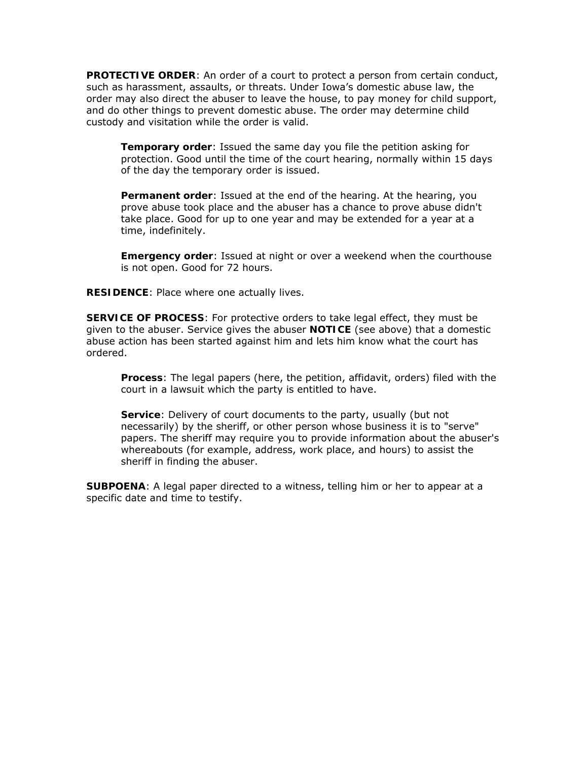**PROTECTIVE ORDER**: An order of a court to protect a person from certain conduct, such as harassment, assaults, or threats. Under Iowa's domestic abuse law, the order may also direct the abuser to leave the house, to pay money for child support, and do other things to prevent domestic abuse. The order may determine child custody and visitation while the order is valid.

> **Temporary order**: Issued the same day you file the petition asking for protection. Good until the time of the court hearing, normally within 15 days of the day the temporary order is issued.
>
> **Permanent order**: Issued at the end of the hearing. At the hearing, you prove abuse took place and the abuser has a chance to prove abuse didn't take place. Good for up to one year and may be extended for a year at a time, indefinitely.
>
> **Emergency order**: Issued at night or over a weekend when the courthouse is not open. Good for 72 hours.

**RESIDENCE**: Place where one actually lives.

**SERVICE OF PROCESS**: For protective orders to take legal effect, they must be given to the abuser. Service gives the abuser **NOTICE** (see above) that a domestic abuse action has been started against him and lets him know what the court has ordered.

> **Process**: The legal papers (here, the petition, affidavit, orders) filed with the court in a lawsuit which the party is entitled to have.
>
> **Service**: Delivery of court documents to the party, usually (but not necessarily) by the sheriff, or other person whose business it is to "serve" papers. The sheriff may require you to provide information about the abuser's whereabouts (for example, address, work place, and hours) to assist the sheriff in finding the abuser.

**SUBPOENA**: A legal paper directed to a witness, telling him or her to appear at a specific date and time to testify.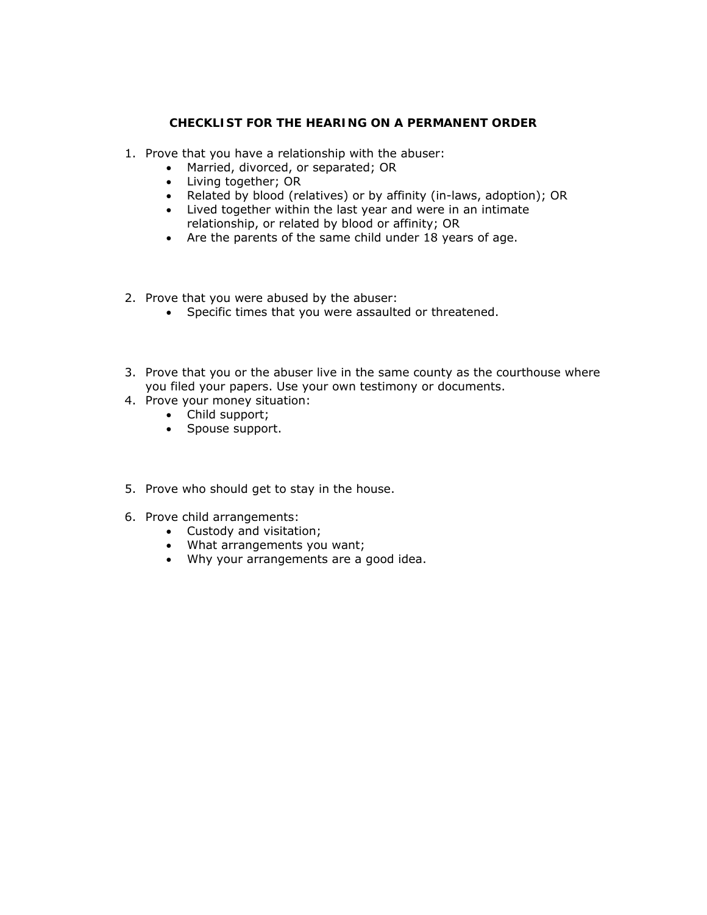## CHECKLIST FOR THE HEARING ON A PERMANENT ORDER

1. Prove that you have a relationship with the abuser:
   - Married, divorced, or separated; OR
   - Living together; OR
   - Related by blood (relatives) or by affinity (in-laws, adoption); OR
   - Lived together within the last year and were in an intimate relationship, or related by blood or affinity; OR
   - Are the parents of the same child under 18 years of age.

2. Prove that you were abused by the abuser:
   - Specific times that you were assaulted or threatened.

3. Prove that you or the abuser live in the same county as the courthouse where you filed your papers. Use your own testimony or documents.
4. Prove your money situation:
   - Child support;
   - Spouse support.

5. Prove who should get to stay in the house.

6. Prove child arrangements:
   - Custody and visitation;
   - What arrangements you want;
   - Why your arrangements are a good idea.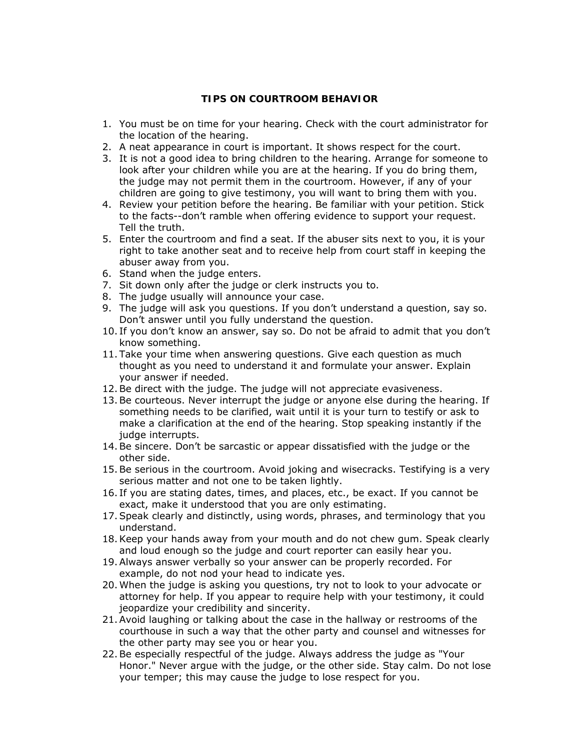## TIPS ON COURTROOM BEHAVIOR

1. You must be on time for your hearing. Check with the court administrator for the location of the hearing.
2. A neat appearance in court is important. It shows respect for the court.
3. It is not a good idea to bring children to the hearing. Arrange for someone to look after your children while you are at the hearing. If you do bring them, the judge may not permit them in the courtroom. However, if any of your children are going to give testimony, you will want to bring them with you.
4. Review your petition before the hearing. Be familiar with your petition. Stick to the facts--don't ramble when offering evidence to support your request. Tell the truth.
5. Enter the courtroom and find a seat. If the abuser sits next to you, it is your right to take another seat and to receive help from court staff in keeping the abuser away from you.
6. Stand when the judge enters.
7. Sit down only after the judge or clerk instructs you to.
8. The judge usually will announce your case.
9. The judge will ask you questions. If you don't understand a question, say so. Don't answer until you fully understand the question.
10. If you don't know an answer, say so. Do not be afraid to admit that you don't know something.
11. Take your time when answering questions. Give each question as much thought as you need to understand it and formulate your answer. Explain your answer if needed.
12. Be direct with the judge. The judge will not appreciate evasiveness.
13. Be courteous. Never interrupt the judge or anyone else during the hearing. If something needs to be clarified, wait until it is your turn to testify or ask to make a clarification at the end of the hearing. Stop speaking instantly if the judge interrupts.
14. Be sincere. Don't be sarcastic or appear dissatisfied with the judge or the other side.
15. Be serious in the courtroom. Avoid joking and wisecracks. Testifying is a very serious matter and not one to be taken lightly.
16. If you are stating dates, times, and places, etc., be exact. If you cannot be exact, make it understood that you are only estimating.
17. Speak clearly and distinctly, using words, phrases, and terminology that you understand.
18. Keep your hands away from your mouth and do not chew gum. Speak clearly and loud enough so the judge and court reporter can easily hear you.
19. Always answer verbally so your answer can be properly recorded. For example, do not nod your head to indicate yes.
20. When the judge is asking you questions, try not to look to your advocate or attorney for help. If you appear to require help with your testimony, it could jeopardize your credibility and sincerity.
21. Avoid laughing or talking about the case in the hallway or restrooms of the courthouse in such a way that the other party and counsel and witnesses for the other party may see you or hear you.
22. Be especially respectful of the judge. Always address the judge as "Your Honor." Never argue with the judge, or the other side. Stay calm. Do not lose your temper; this may cause the judge to lose respect for you.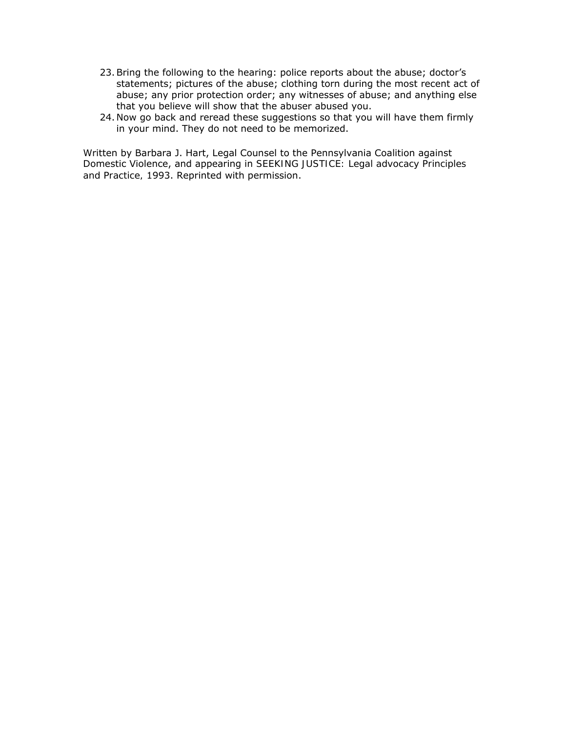23. Bring the following to the hearing: police reports about the abuse; doctor's statements; pictures of the abuse; clothing torn during the most recent act of abuse; any prior protection order; any witnesses of abuse; and anything else that you believe will show that the abuser abused you.
24. Now go back and reread these suggestions so that you will have them firmly in your mind. They do not need to be memorized.

Written by Barbara J. Hart, Legal Counsel to the Pennsylvania Coalition against Domestic Violence, and appearing in SEEKING JUSTICE: Legal advocacy Principles and Practice, 1993. Reprinted with permission.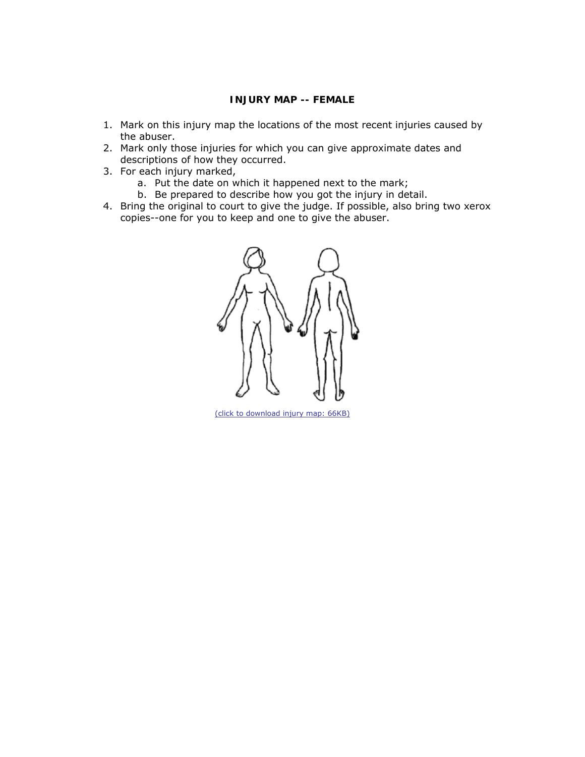# INJURY MAP -- FEMALE

1. Mark on this injury map the locations of the most recent injuries caused by the abuser.
2. Mark only those injuries for which you can give approximate dates and descriptions of how they occurred.
3. For each injury marked,
   a. Put the date on which it happened next to the mark;
   b. Be prepared to describe how you got the injury in detail.
4. Bring the original to court to give the judge. If possible, also bring two xerox copies--one for you to keep and one to give the abuser.

(click to download injury map: 66KB)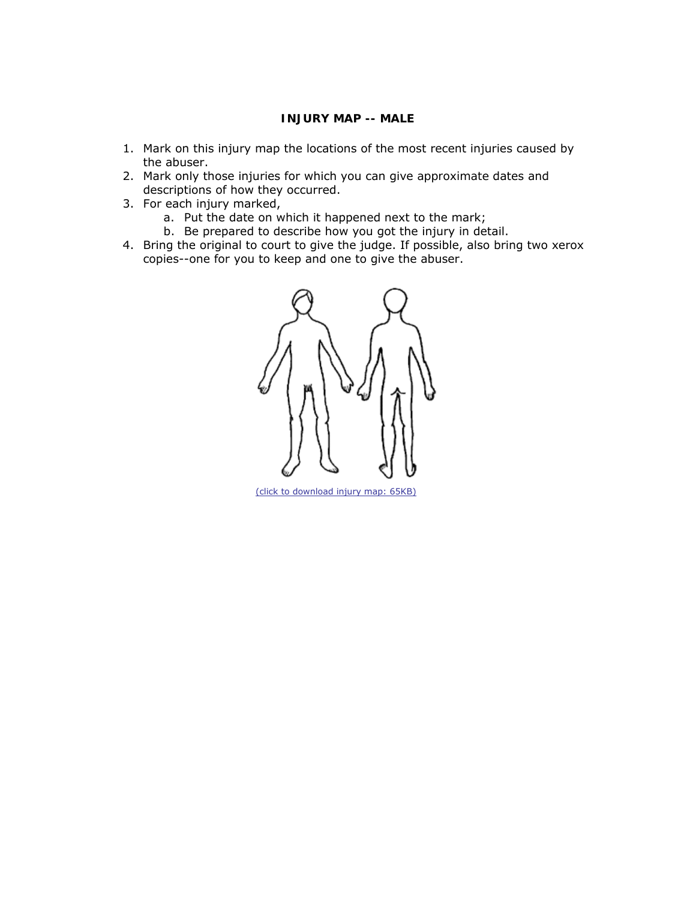**INJURY MAP -- MALE**

1. Mark on this injury map the locations of the most recent injuries caused by the abuser.
2. Mark only those injuries for which you can give approximate dates and descriptions of how they occurred.
3. For each injury marked,
   a. Put the date on which it happened next to the mark;
   b. Be prepared to describe how you got the injury in detail.
4. Bring the original to court to give the judge. If possible, also bring two xerox copies--one for you to keep and one to give the abuser.

(click to download injury map: 65KB)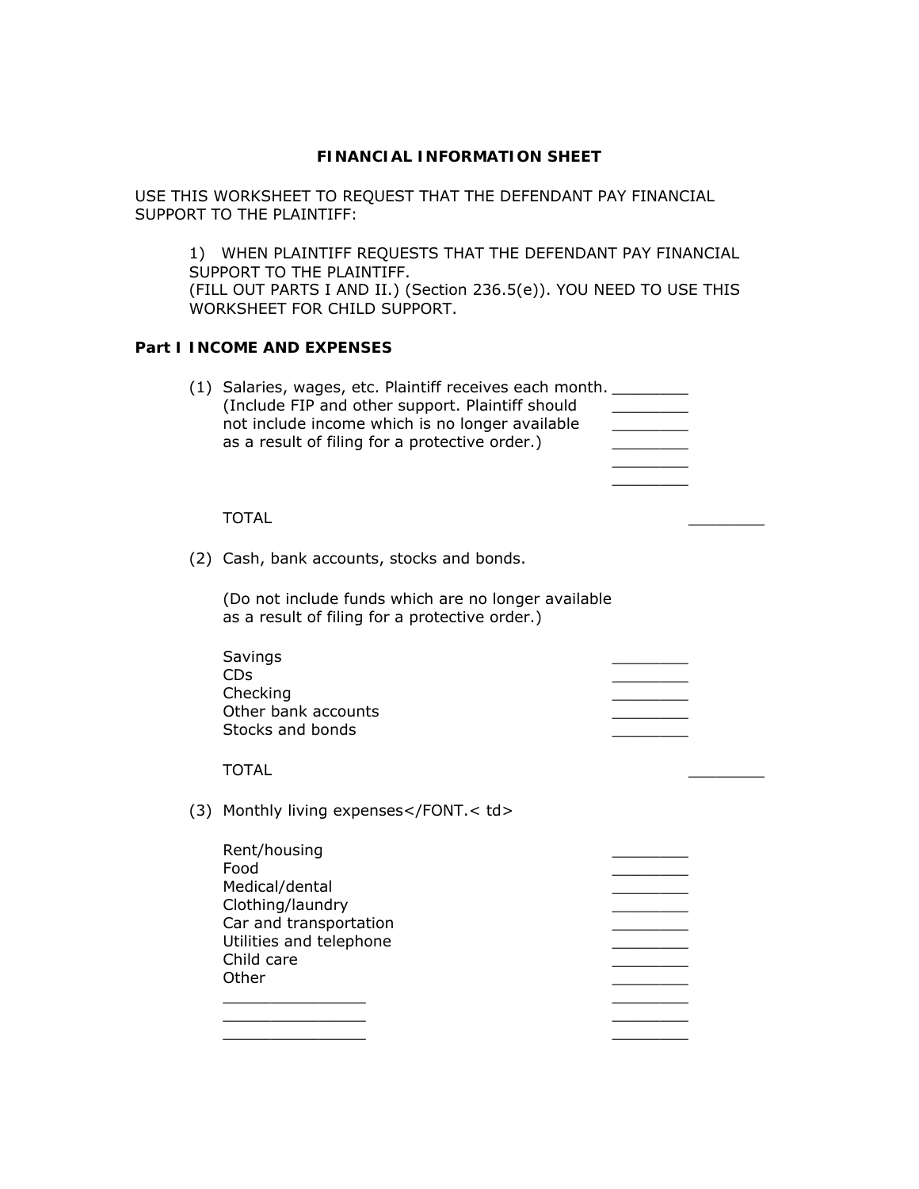**FINANCIAL INFORMATION SHEET**

USE THIS WORKSHEET TO REQUEST THAT THE DEFENDANT PAY FINANCIAL SUPPORT TO THE PLAINTIFF:

1) WHEN PLAINTIFF REQUESTS THAT THE DEFENDANT PAY FINANCIAL SUPPORT TO THE PLAINTIFF.
(FILL OUT PARTS I AND II.) (Section 236.5(e)). YOU NEED TO USE THIS WORKSHEET FOR CHILD SUPPORT.

**Part I INCOME AND EXPENSES**

(1) Salaries, wages, etc. Plaintiff receives each month. ________
(Include FIP and other support. Plaintiff should ________
not include income which is no longer available ________
as a result of filing for a protective order.) ________
________
________

TOTAL ________

(2) Cash, bank accounts, stocks and bonds.

(Do not include funds which are no longer available as a result of filing for a protective order.)

Savings ________
CDs ________
Checking ________
Other bank accounts ________
Stocks and bonds ________

TOTAL ________

(3) Monthly living expenses</FONT.< td>

Rent/housing ________
Food ________
Medical/dental ________
Clothing/laundry ________
Car and transportation ________
Utilities and telephone ________
Child care ________
Other ________
_______________ ________
_______________ ________
_______________ ________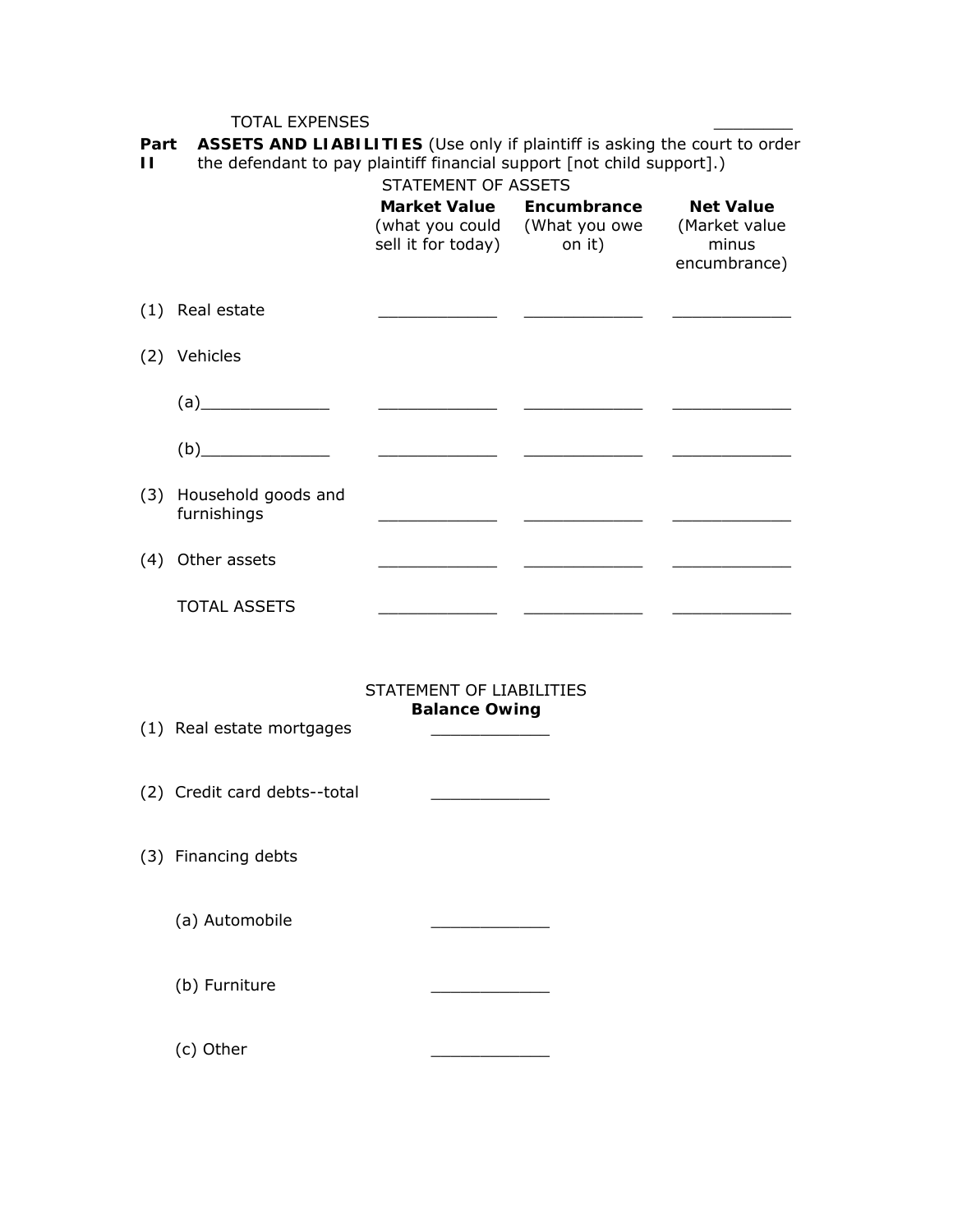TOTAL EXPENSES ________

**Part II** **ASSETS AND LIABILITIES** (Use only if plaintiff is asking the court to order the defendant to pay plaintiff financial support [not child support].)

STATEMENT OF ASSETS

| | **Market Value** (what you could sell it for today) | **Encumbrance** (What you owe on it) | **Net Value** (Market value minus encumbrance) |
|---|---|---|---|
| (1) Real estate | ____________ | ____________ | ____________ |
| (2) Vehicles | | | |
| (a)_____________ | ____________ | ____________ | ____________ |
| (b)_____________ | ____________ | ____________ | ____________ |
| (3) Household goods and furnishings | ____________ | ____________ | ____________ |
| (4) Other assets | ____________ | ____________ | ____________ |
| TOTAL ASSETS | ____________ | ____________ | ____________ |

STATEMENT OF LIABILITIES

| | **Balance Owing** |
|---|---|
| (1) Real estate mortgages | ____________ |
| (2) Credit card debts--total | ____________ |
| (3) Financing debts | |
| (a) Automobile | ____________ |
| (b) Furniture | ____________ |
| (c) Other | ____________ |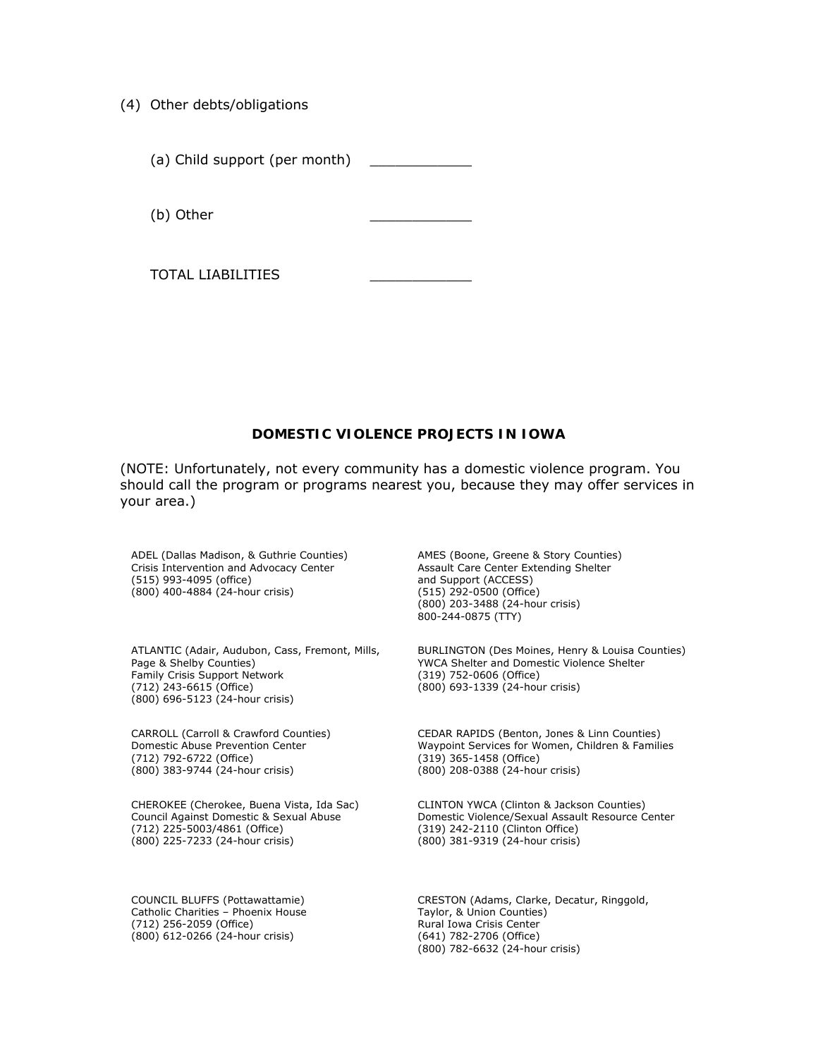(4) Other debts/obligations

(a) Child support (per month) ____________

(b) Other ____________

TOTAL LIABILITIES ____________

## DOMESTIC VIOLENCE PROJECTS IN IOWA

(NOTE: Unfortunately, not every community has a domestic violence program. You should call the program or programs nearest you, because they may offer services in your area.)

ADEL (Dallas Madison, & Guthrie Counties)
Crisis Intervention and Advocacy Center
(515) 993-4095 (office)
(800) 400-4884 (24-hour crisis)

AMES (Boone, Greene & Story Counties)
Assault Care Center Extending Shelter and Support (ACCESS)
(515) 292-0500 (Office)
(800) 203-3488 (24-hour crisis)
800-244-0875 (TTY)

ATLANTIC (Adair, Audubon, Cass, Fremont, Mills, Page & Shelby Counties)
Family Crisis Support Network
(712) 243-6615 (Office)
(800) 696-5123 (24-hour crisis)

BURLINGTON (Des Moines, Henry & Louisa Counties)
YWCA Shelter and Domestic Violence Shelter
(319) 752-0606 (Office)
(800) 693-1339 (24-hour crisis)

CARROLL (Carroll & Crawford Counties)
Domestic Abuse Prevention Center
(712) 792-6722 (Office)
(800) 383-9744 (24-hour crisis)

CEDAR RAPIDS (Benton, Jones & Linn Counties)
Waypoint Services for Women, Children & Families
(319) 365-1458 (Office)
(800) 208-0388 (24-hour crisis)

CHEROKEE (Cherokee, Buena Vista, Ida Sac)
Council Against Domestic & Sexual Abuse
(712) 225-5003/4861 (Office)
(800) 225-7233 (24-hour crisis)

CLINTON YWCA (Clinton & Jackson Counties)
Domestic Violence/Sexual Assault Resource Center
(319) 242-2110 (Clinton Office)
(800) 381-9319 (24-hour crisis)

COUNCIL BLUFFS (Pottawattamie)
Catholic Charities – Phoenix House
(712) 256-2059 (Office)
(800) 612-0266 (24-hour crisis)

CRESTON (Adams, Clarke, Decatur, Ringgold, Taylor, & Union Counties)
Rural Iowa Crisis Center
(641) 782-2706 (Office)
(800) 782-6632 (24-hour crisis)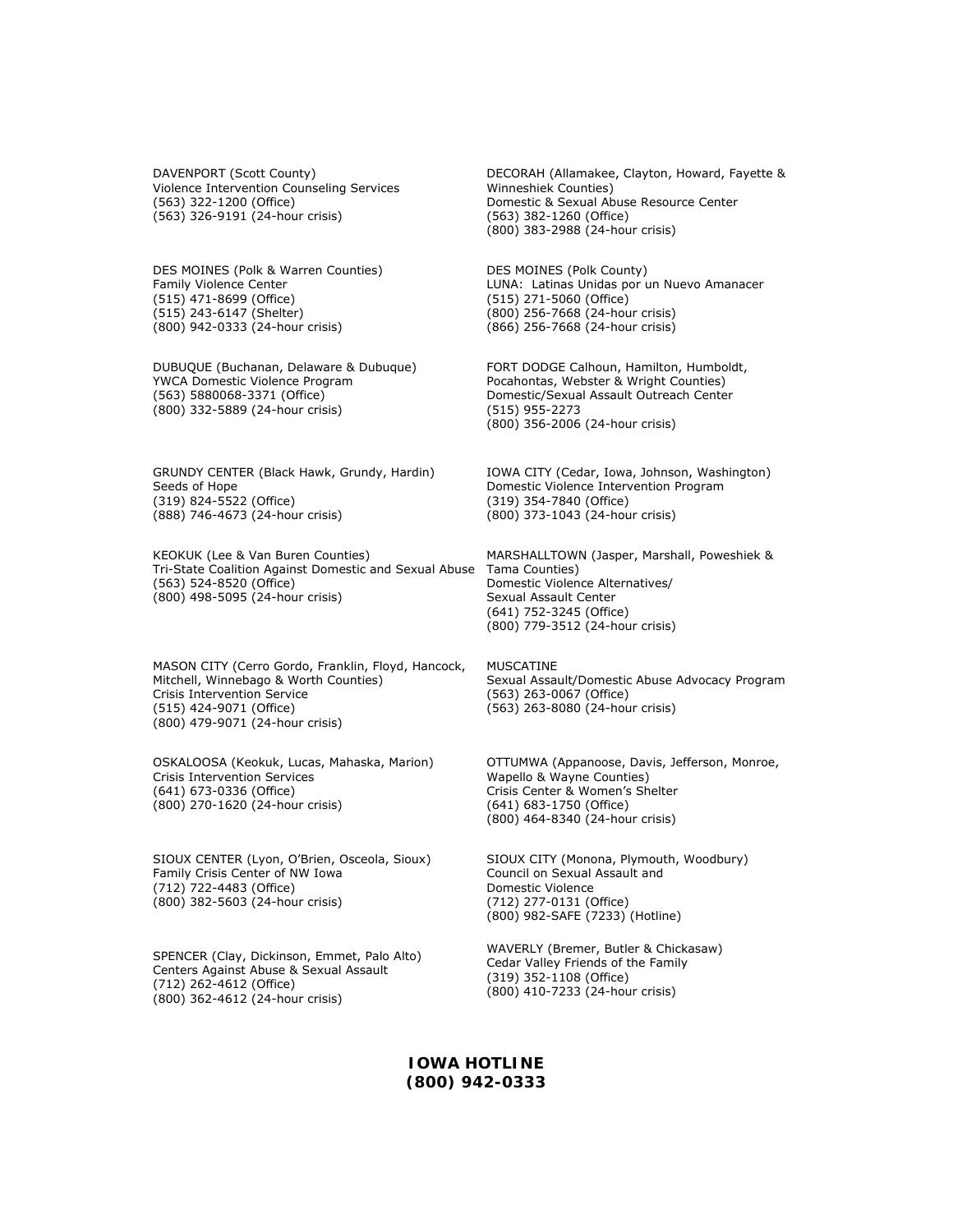DAVENPORT (Scott County)
Violence Intervention Counseling Services
(563) 322-1200 (Office)
(563) 326-9191 (24-hour crisis)

DECORAH (Allamakee, Clayton, Howard, Fayette & Winneshiek Counties)
Domestic & Sexual Abuse Resource Center
(563) 382-1260 (Office)
(800) 383-2988 (24-hour crisis)

DES MOINES (Polk & Warren Counties)
Family Violence Center
(515) 471-8699 (Office)
(515) 243-6147 (Shelter)
(800) 942-0333 (24-hour crisis)

DES MOINES (Polk County)
LUNA: Latinas Unidas por un Nuevo Amanacer
(515) 271-5060 (Office)
(800) 256-7668 (24-hour crisis)
(866) 256-7668 (24-hour crisis)

DUBUQUE (Buchanan, Delaware & Dubuque)
YWCA Domestic Violence Program
(563) 5880068-3371 (Office)
(800) 332-5889 (24-hour crisis)

FORT DODGE Calhoun, Hamilton, Humboldt, Pocahontas, Webster & Wright Counties)
Domestic/Sexual Assault Outreach Center
(515) 955-2273
(800) 356-2006 (24-hour crisis)

GRUNDY CENTER (Black Hawk, Grundy, Hardin)
Seeds of Hope
(319) 824-5522 (Office)
(888) 746-4673 (24-hour crisis)

IOWA CITY (Cedar, Iowa, Johnson, Washington)
Domestic Violence Intervention Program
(319) 354-7840 (Office)
(800) 373-1043 (24-hour crisis)

KEOKUK (Lee & Van Buren Counties)
Tri-State Coalition Against Domestic and Sexual Abuse
(563) 524-8520 (Office)
(800) 498-5095 (24-hour crisis)

MARSHALLTOWN (Jasper, Marshall, Poweshiek & Tama Counties)
Domestic Violence Alternatives/
Sexual Assault Center
(641) 752-3245 (Office)
(800) 779-3512 (24-hour crisis)

MASON CITY (Cerro Gordo, Franklin, Floyd, Hancock, Mitchell, Winnebago & Worth Counties)
Crisis Intervention Service
(515) 424-9071 (Office)
(800) 479-9071 (24-hour crisis)

MUSCATINE
Sexual Assault/Domestic Abuse Advocacy Program
(563) 263-0067 (Office)
(563) 263-8080 (24-hour crisis)

OSKALOOSA (Keokuk, Lucas, Mahaska, Marion)
Crisis Intervention Services
(641) 673-0336 (Office)
(800) 270-1620 (24-hour crisis)

OTTUMWA (Appanoose, Davis, Jefferson, Monroe, Wapello & Wayne Counties)
Crisis Center & Women's Shelter
(641) 683-1750 (Office)
(800) 464-8340 (24-hour crisis)

SIOUX CENTER (Lyon, O'Brien, Osceola, Sioux)
Family Crisis Center of NW Iowa
(712) 722-4483 (Office)
(800) 382-5603 (24-hour crisis)

SIOUX CITY (Monona, Plymouth, Woodbury)
Council on Sexual Assault and
Domestic Violence
(712) 277-0131 (Office)
(800) 982-SAFE (7233) (Hotline)

SPENCER (Clay, Dickinson, Emmet, Palo Alto)
Centers Against Abuse & Sexual Assault
(712) 262-4612 (Office)
(800) 362-4612 (24-hour crisis)

WAVERLY (Bremer, Butler & Chickasaw)
Cedar Valley Friends of the Family
(319) 352-1108 (Office)
(800) 410-7233 (24-hour crisis)

**IOWA HOTLINE**
**(800) 942-0333**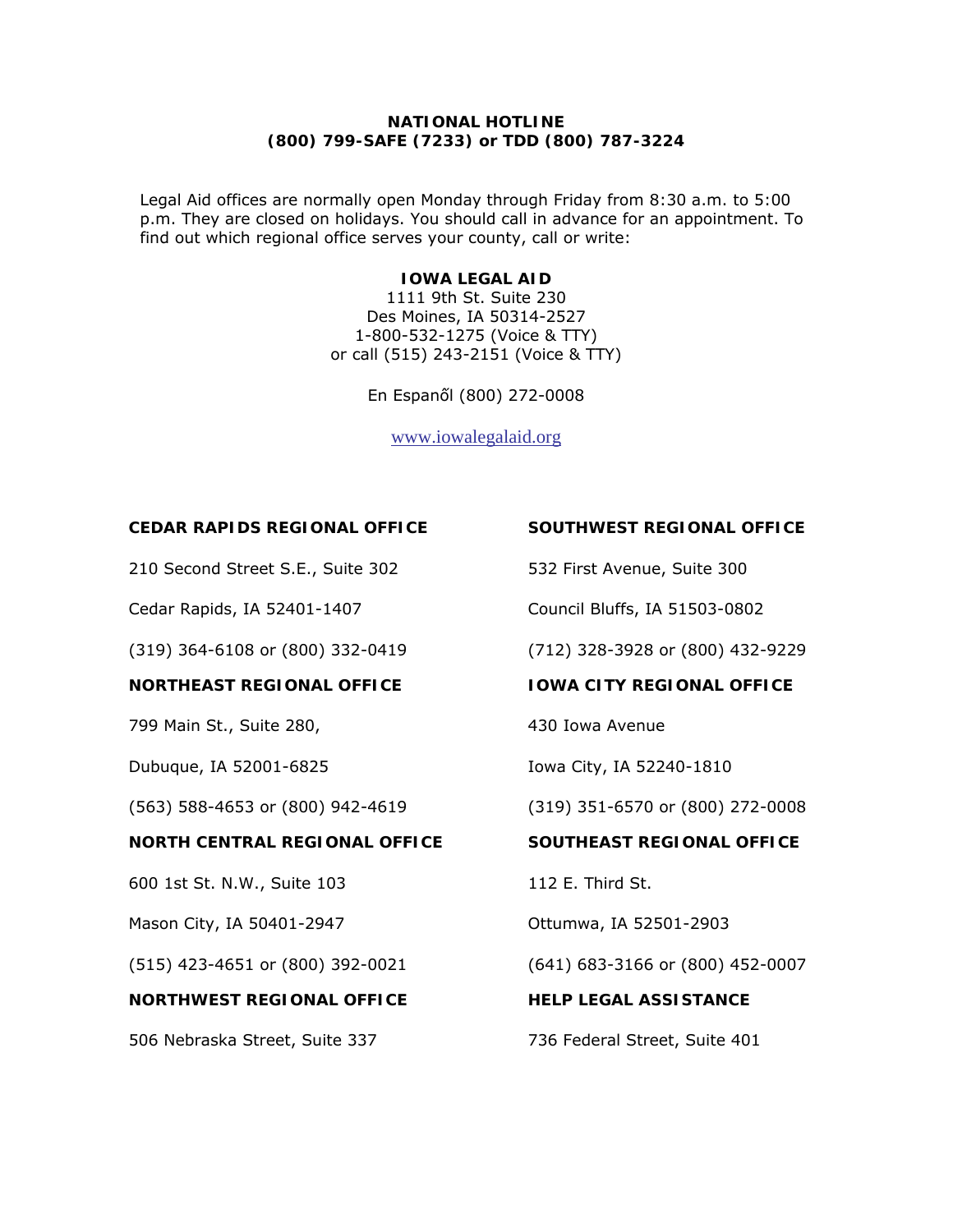**NATIONAL HOTLINE**
**(800) 799-SAFE (7233) or TDD (800) 787-3224**

Legal Aid offices are normally open Monday through Friday from 8:30 a.m. to 5:00 p.m. They are closed on holidays. You should call in advance for an appointment. To find out which regional office serves your county, call or write:

**IOWA LEGAL AID**
1111 9th St. Suite 230
Des Moines, IA 50314-2527
1-800-532-1275 (Voice & TTY)
or call (515) 243-2151 (Voice & TTY)

En Espanől (800) 272-0008

www.iowalegalaid.org

**CEDAR RAPIDS REGIONAL OFFICE**

210 Second Street S.E., Suite 302

Cedar Rapids, IA 52401-1407

(319) 364-6108 or (800) 332-0419

**NORTHEAST REGIONAL OFFICE**

799 Main St., Suite 280,

Dubuque, IA 52001-6825

(563) 588-4653 or (800) 942-4619

**NORTH CENTRAL REGIONAL OFFICE**

600 1st St. N.W., Suite 103

Mason City, IA 50401-2947

(515) 423-4651 or (800) 392-0021

**NORTHWEST REGIONAL OFFICE**

506 Nebraska Street, Suite 337

**SOUTHWEST REGIONAL OFFICE**

532 First Avenue, Suite 300

Council Bluffs, IA 51503-0802

(712) 328-3928 or (800) 432-9229

**IOWA CITY REGIONAL OFFICE**

430 Iowa Avenue

Iowa City, IA 52240-1810

(319) 351-6570 or (800) 272-0008

**SOUTHEAST REGIONAL OFFICE**

112 E. Third St.

Ottumwa, IA 52501-2903

(641) 683-3166 or (800) 452-0007

**HELP LEGAL ASSISTANCE**

736 Federal Street, Suite 401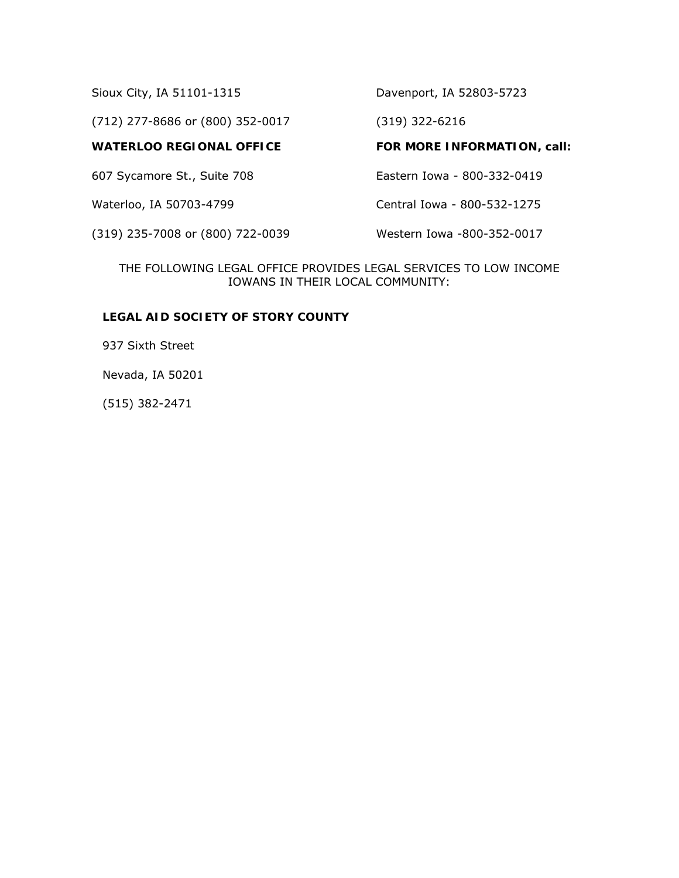Sioux City, IA 51101-1315

(712) 277-8686 or (800) 352-0017

**WATERLOO REGIONAL OFFICE**

607 Sycamore St., Suite 708

Waterloo, IA 50703-4799

(319) 235-7008 or (800) 722-0039

Davenport, IA 52803-5723

(319) 322-6216

**FOR MORE INFORMATION, call:**

Eastern Iowa - 800-332-0419

Central Iowa - 800-532-1275

Western Iowa -800-352-0017

THE FOLLOWING LEGAL OFFICE PROVIDES LEGAL SERVICES TO LOW INCOME IOWANS IN THEIR LOCAL COMMUNITY:

**LEGAL AID SOCIETY OF STORY COUNTY**

937 Sixth Street

Nevada, IA 50201

(515) 382-2471